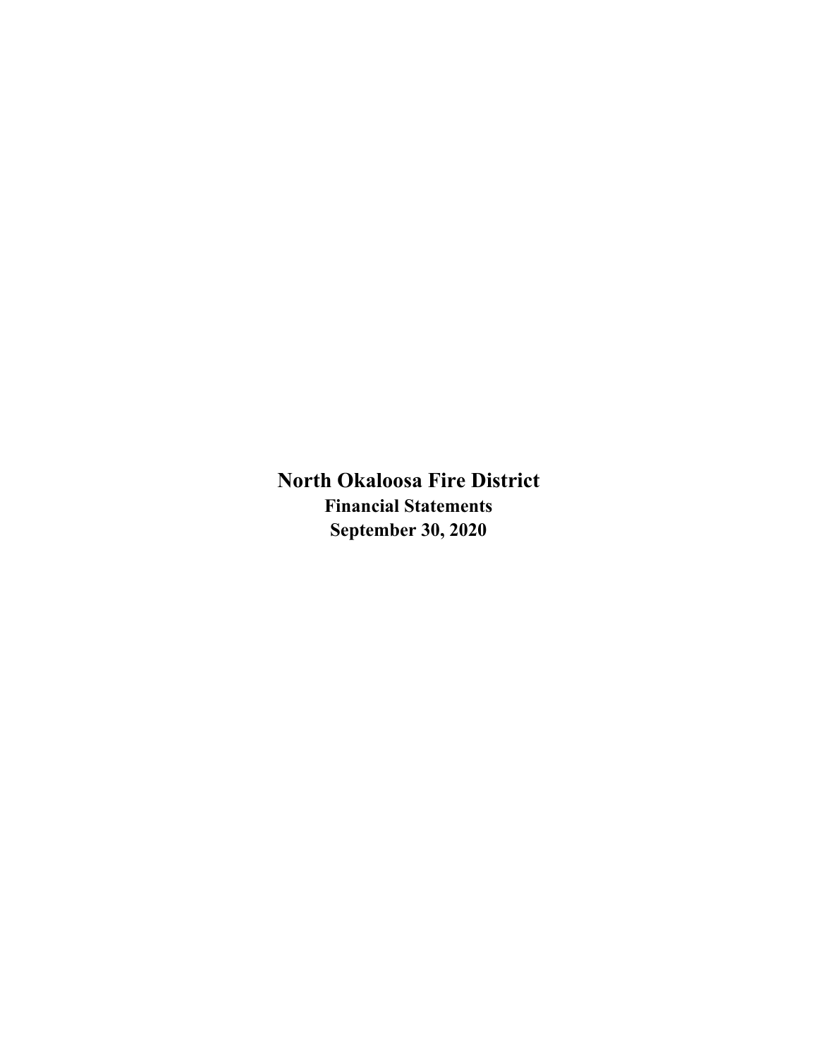# North Okaloosa Fire District

**Financial Statements**

**September 30, 2020**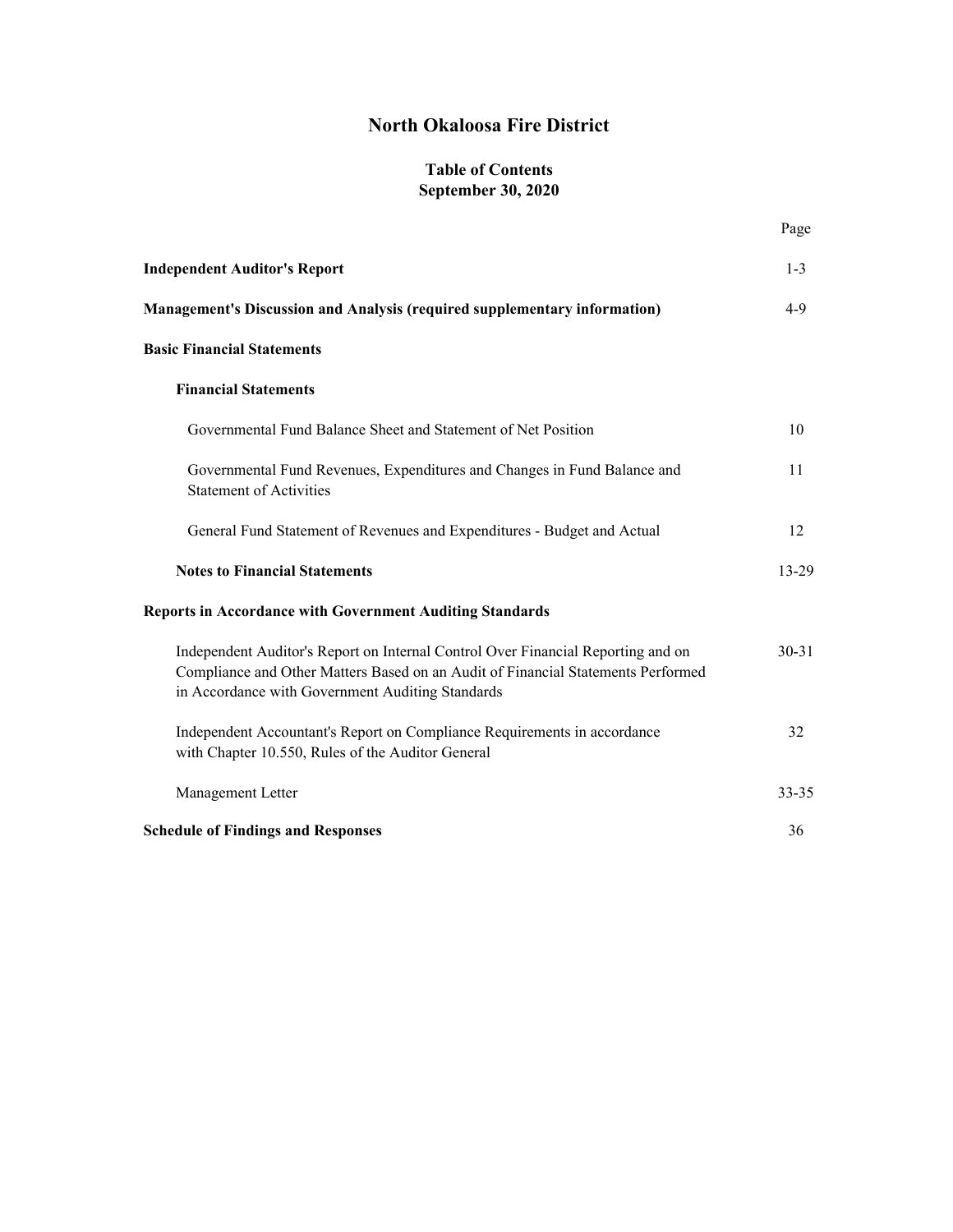# North Okaloosa Fire District

## Table of Contents
## September 30, 2020

| | Page |
|---|---|
| **Independent Auditor's Report** | 1-3 |
| **Management's Discussion and Analysis (required supplementary information)** | 4-9 |
| **Basic Financial Statements** | |
| **Financial Statements** | |
| Governmental Fund Balance Sheet and Statement of Net Position | 10 |
| Governmental Fund Revenues, Expenditures and Changes in Fund Balance and Statement of Activities | 11 |
| General Fund Statement of Revenues and Expenditures - Budget and Actual | 12 |
| **Notes to Financial Statements** | 13-29 |
| **Reports in Accordance with Government Auditing Standards** | |
| Independent Auditor's Report on Internal Control Over Financial Reporting and on Compliance and Other Matters Based on an Audit of Financial Statements Performed in Accordance with Government Auditing Standards | 30-31 |
| Independent Accountant's Report on Compliance Requirements in accordance with Chapter 10.550, Rules of the Auditor General | 32 |
| Management Letter | 33-35 |
| **Schedule of Findings and Responses** | 36 |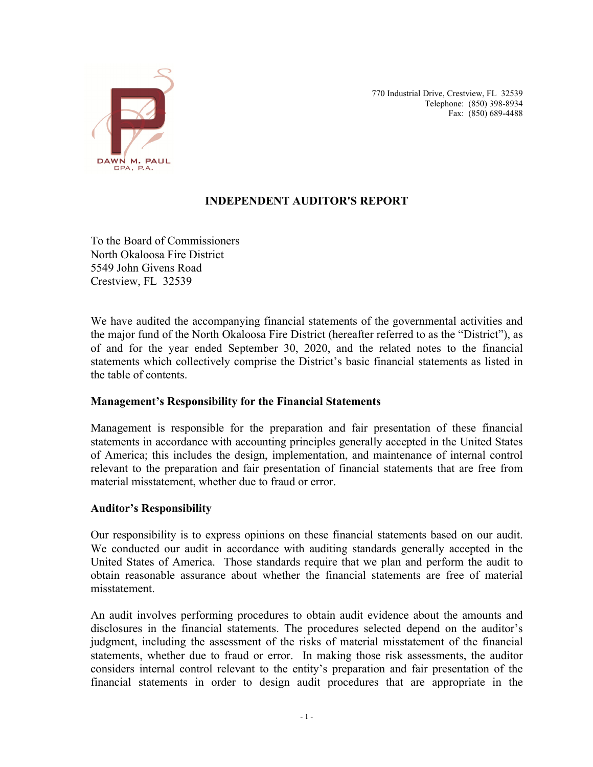DAWN M. PAUL
CPA, P.A.

770 Industrial Drive, Crestview, FL 32539
Telephone: (850) 398-8934
Fax: (850) 689-4488

# INDEPENDENT AUDITOR'S REPORT

To the Board of Commissioners
North Okaloosa Fire District
5549 John Givens Road
Crestview, FL 32539

We have audited the accompanying financial statements of the governmental activities and the major fund of the North Okaloosa Fire District (hereafter referred to as the "District"), as of and for the year ended September 30, 2020, and the related notes to the financial statements which collectively comprise the District's basic financial statements as listed in the table of contents.

### Management's Responsibility for the Financial Statements

Management is responsible for the preparation and fair presentation of these financial statements in accordance with accounting principles generally accepted in the United States of America; this includes the design, implementation, and maintenance of internal control relevant to the preparation and fair presentation of financial statements that are free from material misstatement, whether due to fraud or error.

### Auditor's Responsibility

Our responsibility is to express opinions on these financial statements based on our audit. We conducted our audit in accordance with auditing standards generally accepted in the United States of America. Those standards require that we plan and perform the audit to obtain reasonable assurance about whether the financial statements are free of material misstatement.

An audit involves performing procedures to obtain audit evidence about the amounts and disclosures in the financial statements. The procedures selected depend on the auditor's judgment, including the assessment of the risks of material misstatement of the financial statements, whether due to fraud or error. In making those risk assessments, the auditor considers internal control relevant to the entity's preparation and fair presentation of the financial statements in order to design audit procedures that are appropriate in the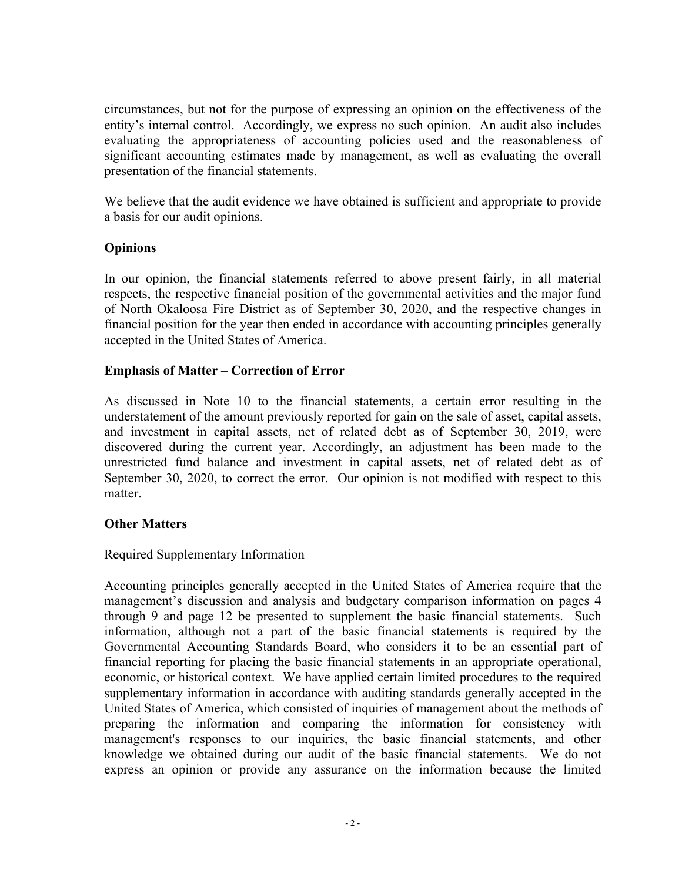circumstances, but not for the purpose of expressing an opinion on the effectiveness of the entity's internal control. Accordingly, we express no such opinion. An audit also includes evaluating the appropriateness of accounting policies used and the reasonableness of significant accounting estimates made by management, as well as evaluating the overall presentation of the financial statements.

We believe that the audit evidence we have obtained is sufficient and appropriate to provide a basis for our audit opinions.

## Opinions

In our opinion, the financial statements referred to above present fairly, in all material respects, the respective financial position of the governmental activities and the major fund of North Okaloosa Fire District as of September 30, 2020, and the respective changes in financial position for the year then ended in accordance with accounting principles generally accepted in the United States of America.

## Emphasis of Matter – Correction of Error

As discussed in Note 10 to the financial statements, a certain error resulting in the understatement of the amount previously reported for gain on the sale of asset, capital assets, and investment in capital assets, net of related debt as of September 30, 2019, were discovered during the current year. Accordingly, an adjustment has been made to the unrestricted fund balance and investment in capital assets, net of related debt as of September 30, 2020, to correct the error. Our opinion is not modified with respect to this matter.

## Other Matters

Required Supplementary Information

Accounting principles generally accepted in the United States of America require that the management's discussion and analysis and budgetary comparison information on pages 4 through 9 and page 12 be presented to supplement the basic financial statements. Such information, although not a part of the basic financial statements is required by the Governmental Accounting Standards Board, who considers it to be an essential part of financial reporting for placing the basic financial statements in an appropriate operational, economic, or historical context. We have applied certain limited procedures to the required supplementary information in accordance with auditing standards generally accepted in the United States of America, which consisted of inquiries of management about the methods of preparing the information and comparing the information for consistency with management's responses to our inquiries, the basic financial statements, and other knowledge we obtained during our audit of the basic financial statements. We do not express an opinion or provide any assurance on the information because the limited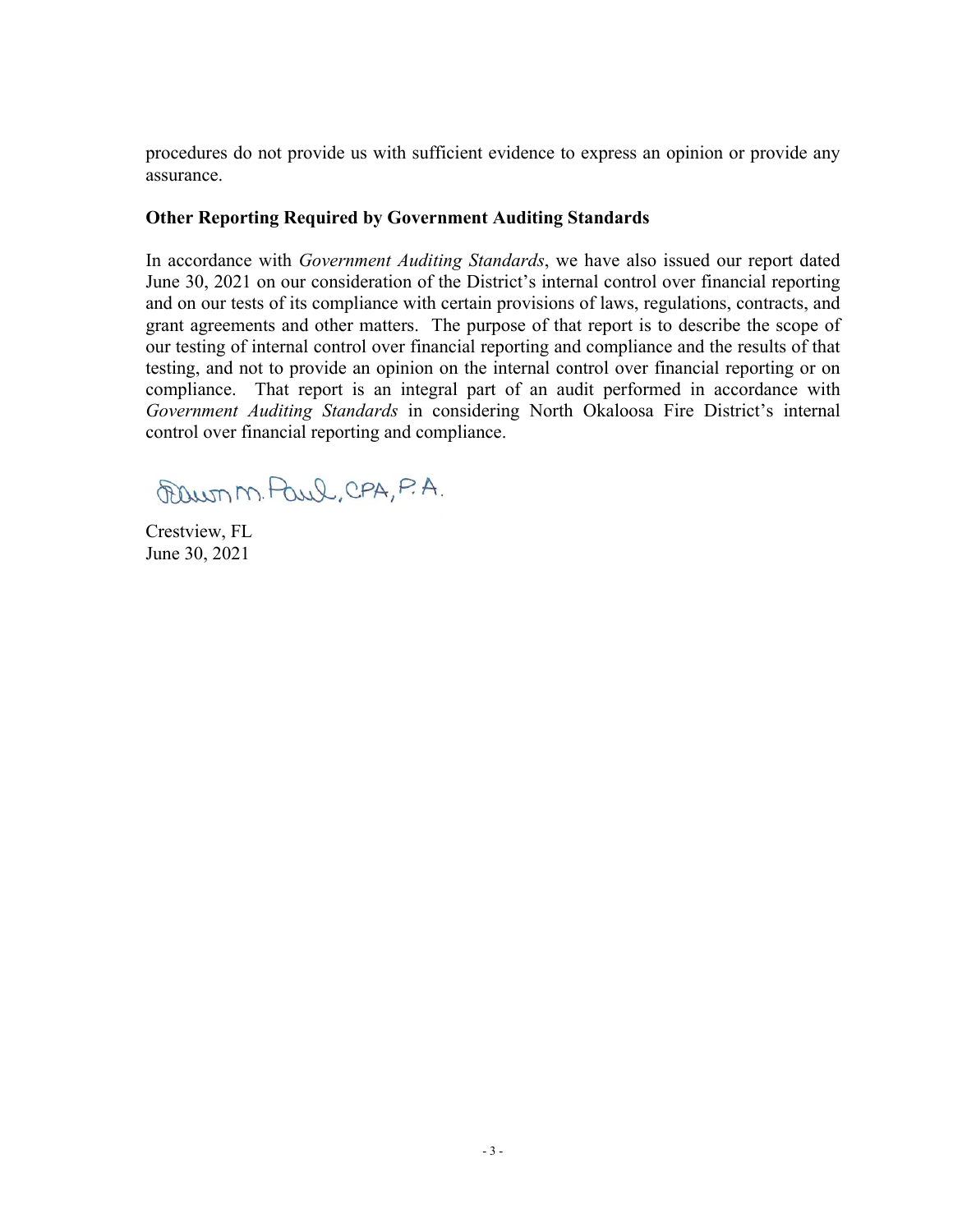procedures do not provide us with sufficient evidence to express an opinion or provide any assurance.

**Other Reporting Required by Government Auditing Standards**

In accordance with *Government Auditing Standards*, we have also issued our report dated June 30, 2021 on our consideration of the District's internal control over financial reporting and on our tests of its compliance with certain provisions of laws, regulations, contracts, and grant agreements and other matters. The purpose of that report is to describe the scope of our testing of internal control over financial reporting and compliance and the results of that testing, and not to provide an opinion on the internal control over financial reporting or on compliance. That report is an integral part of an audit performed in accordance with *Government Auditing Standards* in considering North Okaloosa Fire District's internal control over financial reporting and compliance.

Dawn M. Paul, CPA, P.A.

Crestview, FL
June 30, 2021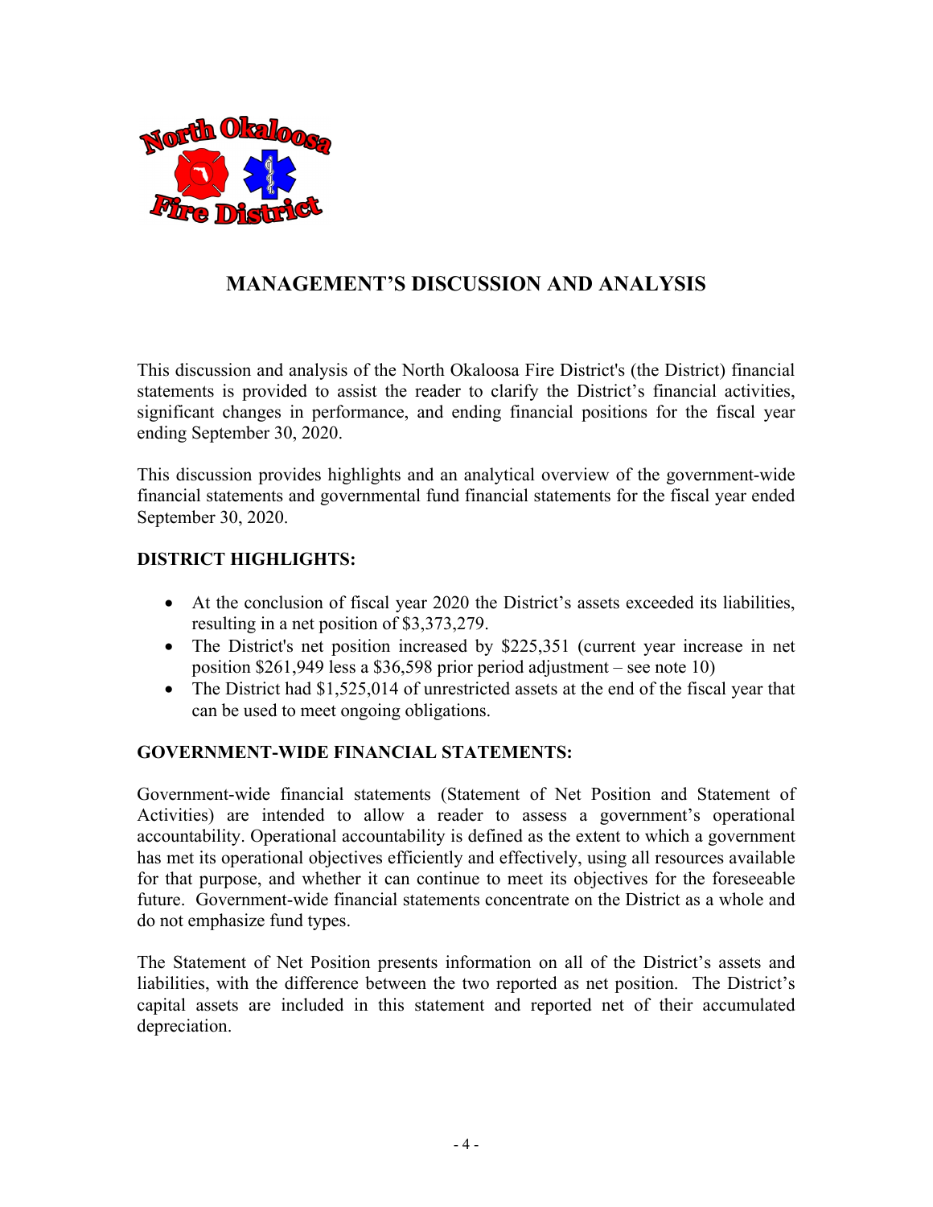# MANAGEMENT'S DISCUSSION AND ANALYSIS

This discussion and analysis of the North Okaloosa Fire District's (the District) financial statements is provided to assist the reader to clarify the District's financial activities, significant changes in performance, and ending financial positions for the fiscal year ending September 30, 2020.

This discussion provides highlights and an analytical overview of the government-wide financial statements and governmental fund financial statements for the fiscal year ended September 30, 2020.

## DISTRICT HIGHLIGHTS:

- At the conclusion of fiscal year 2020 the District's assets exceeded its liabilities, resulting in a net position of $3,373,279.
- The District's net position increased by $225,351 (current year increase in net position $261,949 less a $36,598 prior period adjustment – see note 10)
- The District had $1,525,014 of unrestricted assets at the end of the fiscal year that can be used to meet ongoing obligations.

## GOVERNMENT-WIDE FINANCIAL STATEMENTS:

Government-wide financial statements (Statement of Net Position and Statement of Activities) are intended to allow a reader to assess a government's operational accountability. Operational accountability is defined as the extent to which a government has met its operational objectives efficiently and effectively, using all resources available for that purpose, and whether it can continue to meet its objectives for the foreseeable future. Government-wide financial statements concentrate on the District as a whole and do not emphasize fund types.

The Statement of Net Position presents information on all of the District's assets and liabilities, with the difference between the two reported as net position. The District's capital assets are included in this statement and reported net of their accumulated depreciation.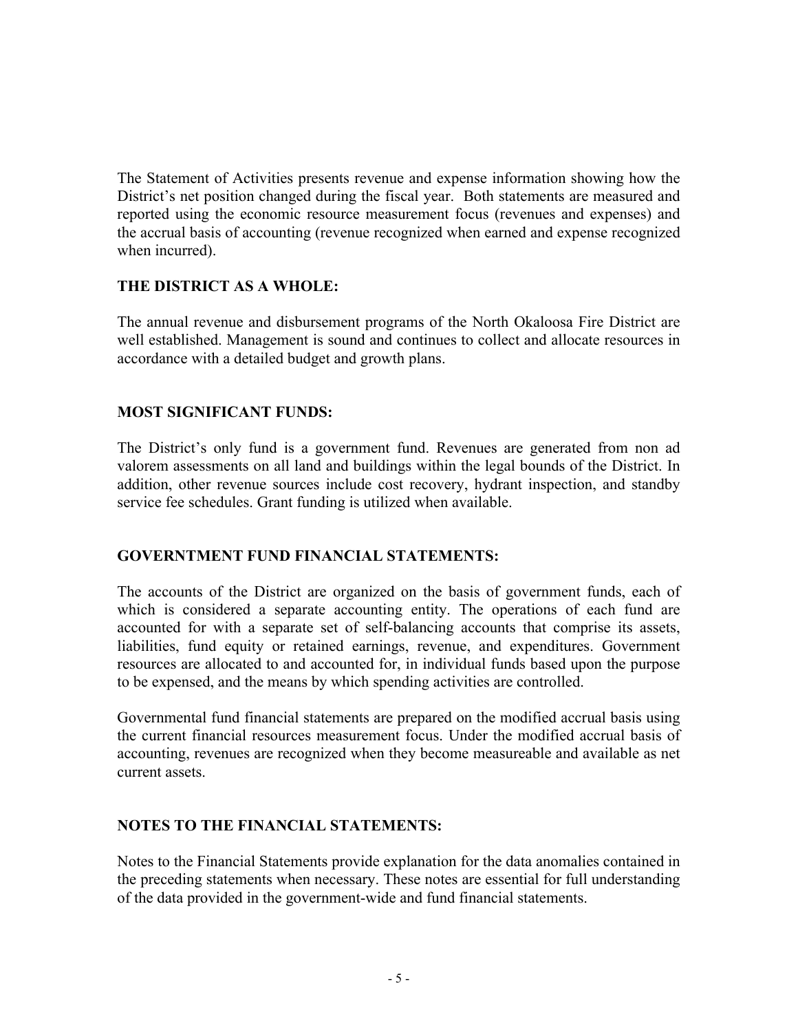The Statement of Activities presents revenue and expense information showing how the District's net position changed during the fiscal year. Both statements are measured and reported using the economic resource measurement focus (revenues and expenses) and the accrual basis of accounting (revenue recognized when earned and expense recognized when incurred).

**THE DISTRICT AS A WHOLE:**

The annual revenue and disbursement programs of the North Okaloosa Fire District are well established. Management is sound and continues to collect and allocate resources in accordance with a detailed budget and growth plans.

**MOST SIGNIFICANT FUNDS:**

The District's only fund is a government fund. Revenues are generated from non ad valorem assessments on all land and buildings within the legal bounds of the District. In addition, other revenue sources include cost recovery, hydrant inspection, and standby service fee schedules. Grant funding is utilized when available.

**GOVERNTMENT FUND FINANCIAL STATEMENTS:**

The accounts of the District are organized on the basis of government funds, each of which is considered a separate accounting entity. The operations of each fund are accounted for with a separate set of self-balancing accounts that comprise its assets, liabilities, fund equity or retained earnings, revenue, and expenditures. Government resources are allocated to and accounted for, in individual funds based upon the purpose to be expensed, and the means by which spending activities are controlled.

Governmental fund financial statements are prepared on the modified accrual basis using the current financial resources measurement focus. Under the modified accrual basis of accounting, revenues are recognized when they become measureable and available as net current assets.

**NOTES TO THE FINANCIAL STATEMENTS:**

Notes to the Financial Statements provide explanation for the data anomalies contained in the preceding statements when necessary. These notes are essential for full understanding of the data provided in the government-wide and fund financial statements.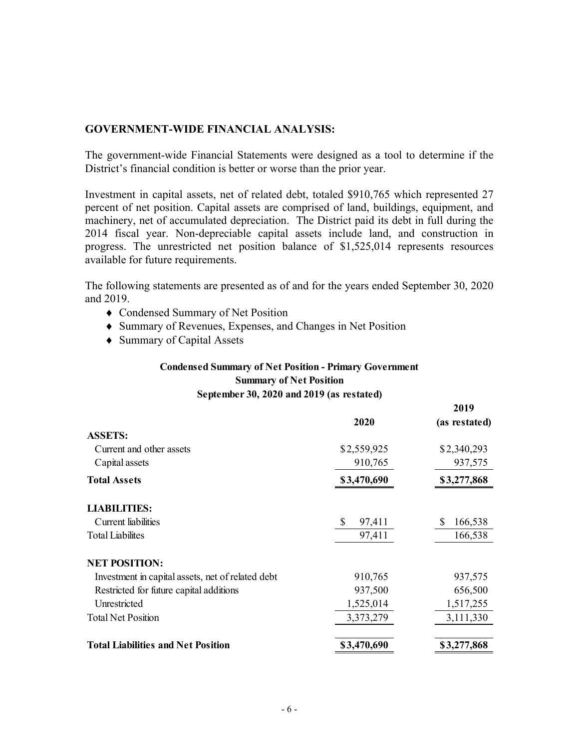## GOVERNMENT-WIDE FINANCIAL ANALYSIS:

The government-wide Financial Statements were designed as a tool to determine if the District's financial condition is better or worse than the prior year.

Investment in capital assets, net of related debt, totaled $910,765 which represented 27 percent of net position. Capital assets are comprised of land, buildings, equipment, and machinery, net of accumulated depreciation. The District paid its debt in full during the 2014 fiscal year. Non-depreciable capital assets include land, and construction in progress. The unrestricted net position balance of $1,525,014 represents resources available for future requirements.

The following statements are presented as of and for the years ended September 30, 2020 and 2019.

- Condensed Summary of Net Position
- Summary of Revenues, Expenses, and Changes in Net Position
- Summary of Capital Assets

**Condensed Summary of Net Position - Primary Government**
**Summary of Net Position**
**September 30, 2020 and 2019 (as restated)**

| | 2020 | 2019 (as restated) |
|---|---|---|
| **ASSETS:** | | |
| Current and other assets | $2,559,925 | $2,340,293 |
| Capital assets | 910,765 | 937,575 |
| **Total Assets** | **$3,470,690** | **$3,277,868** |
| **LIABILITIES:** | | |
| Current liabilities | $ 97,411 | $ 166,538 |
| Total Liabilites | 97,411 | 166,538 |
| **NET POSITION:** | | |
| Investment in capital assets, net of related debt | 910,765 | 937,575 |
| Restricted for future capital additions | 937,500 | 656,500 |
| Unrestricted | 1,525,014 | 1,517,255 |
| Total Net Position | 3,373,279 | 3,111,330 |
| **Total Liabilities and Net Position** | **$3,470,690** | **$3,277,868** |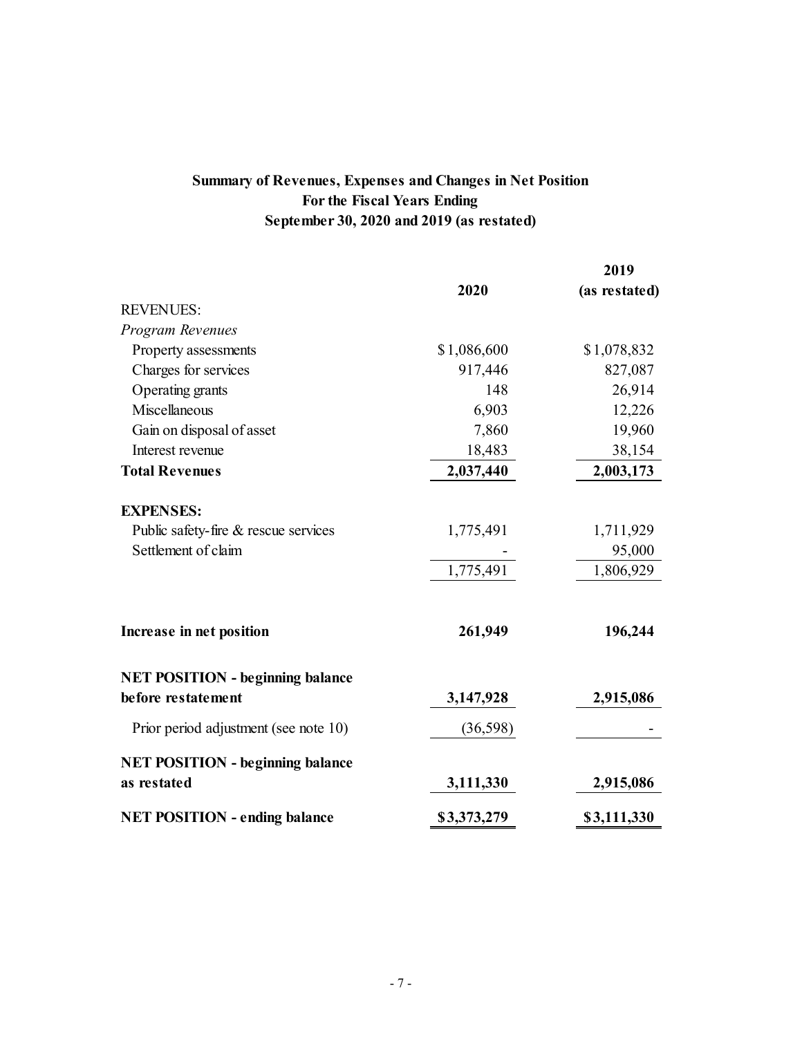## Summary of Revenues, Expenses and Changes in Net Position
## For the Fiscal Years Ending
## September 30, 2020 and 2019 (as restated)

| | 2020 | 2019 (as restated) |
|---|---|---|
| REVENUES: | | |
| *Program Revenues* | | |
| Property assessments | $1,086,600 | $1,078,832 |
| Charges for services | 917,446 | 827,087 |
| Operating grants | 148 | 26,914 |
| Miscellaneous | 6,903 | 12,226 |
| Gain on disposal of asset | 7,860 | 19,960 |
| Interest revenue | 18,483 | 38,154 |
| **Total Revenues** | **2,037,440** | **2,003,173** |
| **EXPENSES:** | | |
| Public safety-fire & rescue services | 1,775,491 | 1,711,929 |
| Settlement of claim | - | 95,000 |
| | 1,775,491 | 1,806,929 |
| **Increase in net position** | **261,949** | **196,244** |
| **NET POSITION - beginning balance before restatement** | **3,147,928** | **2,915,086** |
| Prior period adjustment (see note 10) | (36,598) | - |
| **NET POSITION - beginning balance as restated** | **3,111,330** | **2,915,086** |
| **NET POSITION - ending balance** | **$3,373,279** | **$3,111,330** |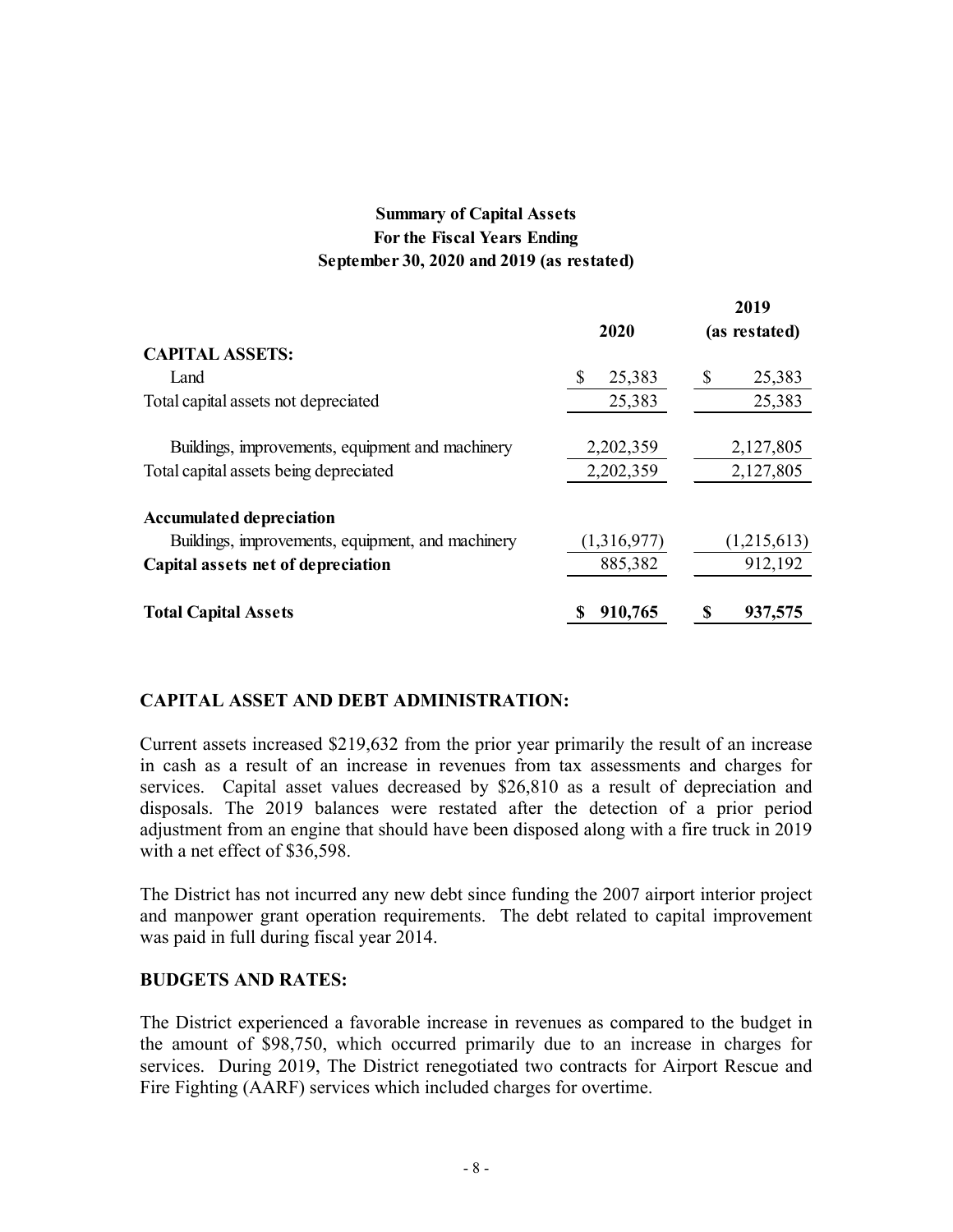**Summary of Capital Assets**
**For the Fiscal Years Ending**
**September 30, 2020 and 2019 (as restated)**

| | 2020 | 2019 (as restated) |
|---|---|---|
| **CAPITAL ASSETS:** | | |
| Land | $ 25,383 | $ 25,383 |
| Total capital assets not depreciated | 25,383 | 25,383 |
| Buildings, improvements, equipment and machinery | 2,202,359 | 2,127,805 |
| Total capital assets being depreciated | 2,202,359 | 2,127,805 |
| **Accumulated depreciation** | | |
| Buildings, improvements, equipment, and machinery | (1,316,977) | (1,215,613) |
| **Capital assets net of depreciation** | 885,382 | 912,192 |
| **Total Capital Assets** | **$ 910,765** | **$ 937,575** |

## CAPITAL ASSET AND DEBT ADMINISTRATION:

Current assets increased $219,632 from the prior year primarily the result of an increase in cash as a result of an increase in revenues from tax assessments and charges for services. Capital asset values decreased by $26,810 as a result of depreciation and disposals. The 2019 balances were restated after the detection of a prior period adjustment from an engine that should have been disposed along with a fire truck in 2019 with a net effect of $36,598.

The District has not incurred any new debt since funding the 2007 airport interior project and manpower grant operation requirements. The debt related to capital improvement was paid in full during fiscal year 2014.

## BUDGETS AND RATES:

The District experienced a favorable increase in revenues as compared to the budget in the amount of $98,750, which occurred primarily due to an increase in charges for services. During 2019, The District renegotiated two contracts for Airport Rescue and Fire Fighting (AARF) services which included charges for overtime.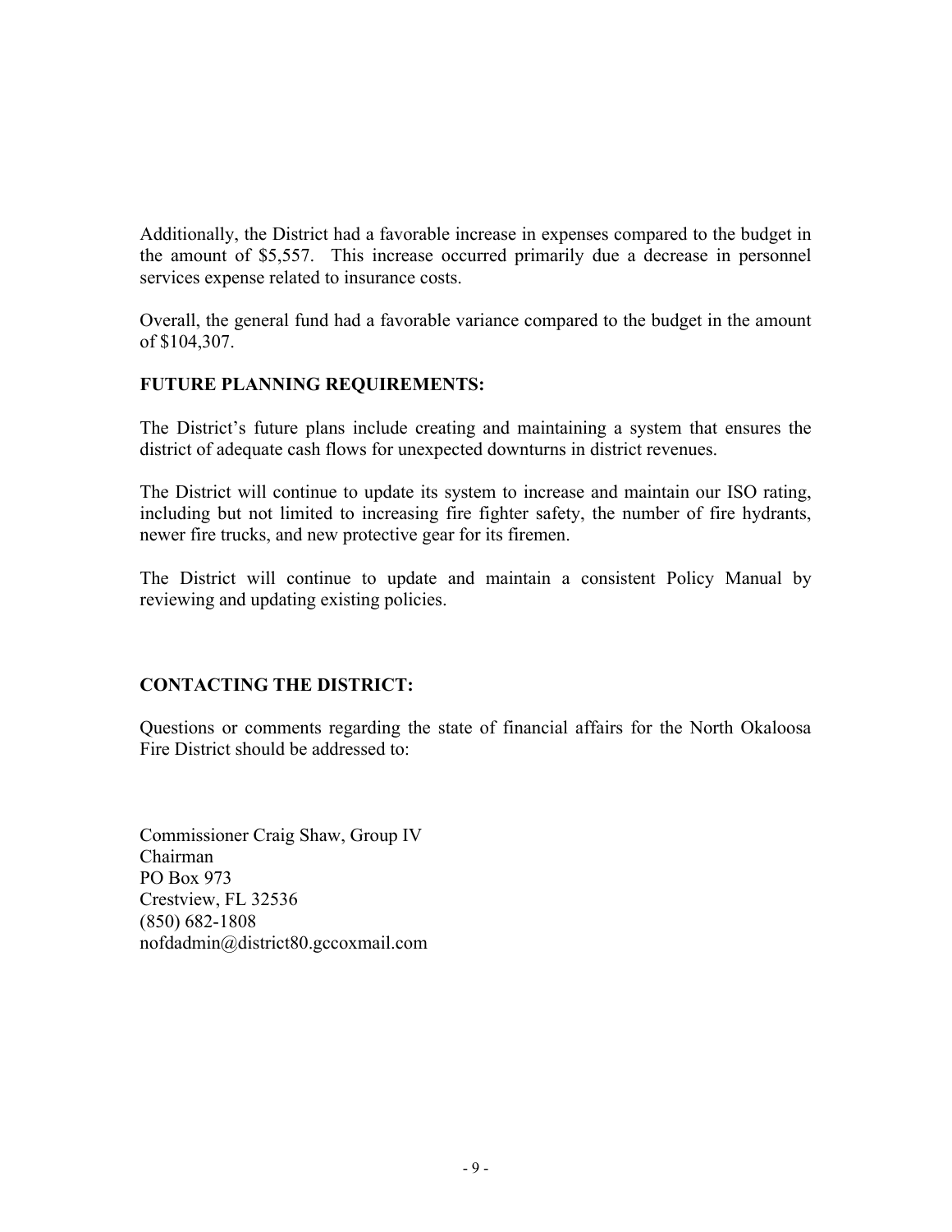Additionally, the District had a favorable increase in expenses compared to the budget in the amount of $5,557. This increase occurred primarily due a decrease in personnel services expense related to insurance costs.

Overall, the general fund had a favorable variance compared to the budget in the amount of $104,307.

**FUTURE PLANNING REQUIREMENTS:**

The District's future plans include creating and maintaining a system that ensures the district of adequate cash flows for unexpected downturns in district revenues.

The District will continue to update its system to increase and maintain our ISO rating, including but not limited to increasing fire fighter safety, the number of fire hydrants, newer fire trucks, and new protective gear for its firemen.

The District will continue to update and maintain a consistent Policy Manual by reviewing and updating existing policies.

**CONTACTING THE DISTRICT:**

Questions or comments regarding the state of financial affairs for the North Okaloosa Fire District should be addressed to:

Commissioner Craig Shaw, Group IV
Chairman
PO Box 973
Crestview, FL 32536
(850) 682-1808
nofdadmin@district80.gccoxmail.com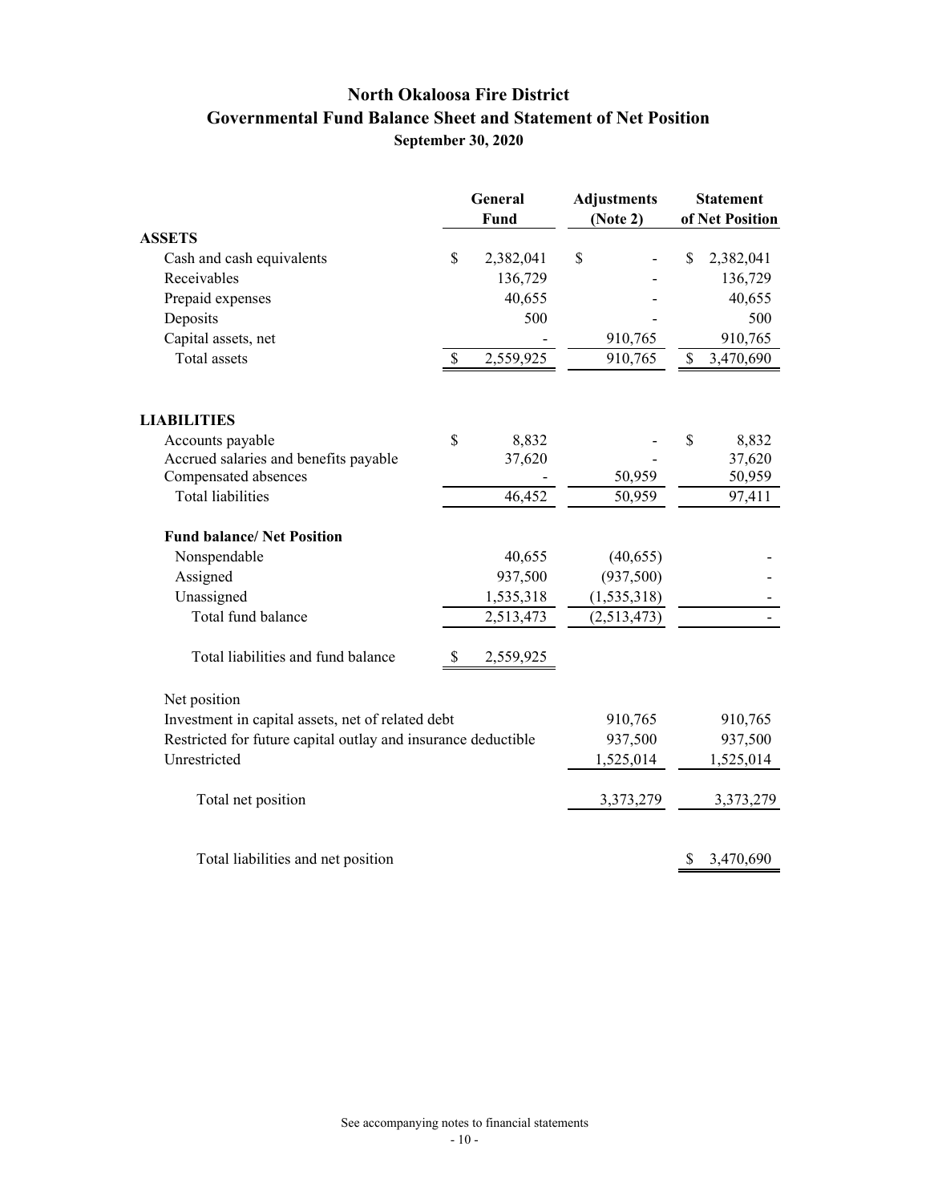# North Okaloosa Fire District
## Governmental Fund Balance Sheet and Statement of Net Position
### September 30, 2020

| | General Fund | Adjustments (Note 2) | Statement of Net Position |
|---|---|---|---|
| **ASSETS** | | | |
| Cash and cash equivalents | $ 2,382,041 | $ - | $ 2,382,041 |
| Receivables | 136,729 | - | 136,729 |
| Prepaid expenses | 40,655 | - | 40,655 |
| Deposits | 500 | - | 500 |
| Capital assets, net | - | 910,765 | 910,765 |
| Total assets | $ 2,559,925 | 910,765 | $ 3,470,690 |
| | | | |
| **LIABILITIES** | | | |
| Accounts payable | $ 8,832 | - | $ 8,832 |
| Accrued salaries and benefits payable | 37,620 | - | 37,620 |
| Compensated absences | - | 50,959 | 50,959 |
| Total liabilities | 46,452 | 50,959 | 97,411 |
| | | | |
| **Fund balance/ Net Position** | | | |
| Nonspendable | 40,655 | (40,655) | - |
| Assigned | 937,500 | (937,500) | - |
| Unassigned | 1,535,318 | (1,535,318) | - |
| Total fund balance | 2,513,473 | (2,513,473) | - |
| | | | |
| Total liabilities and fund balance | $ 2,559,925 | | |
| | | | |
| Net position | | | |
| Investment in capital assets, net of related debt | | 910,765 | 910,765 |
| Restricted for future capital outlay and insurance deductible | | 937,500 | 937,500 |
| Unrestricted | | 1,525,014 | 1,525,014 |
| | | | |
| Total net position | | 3,373,279 | 3,373,279 |
| | | | |
| Total liabilities and net position | | | $ 3,470,690 |

See accompanying notes to financial statements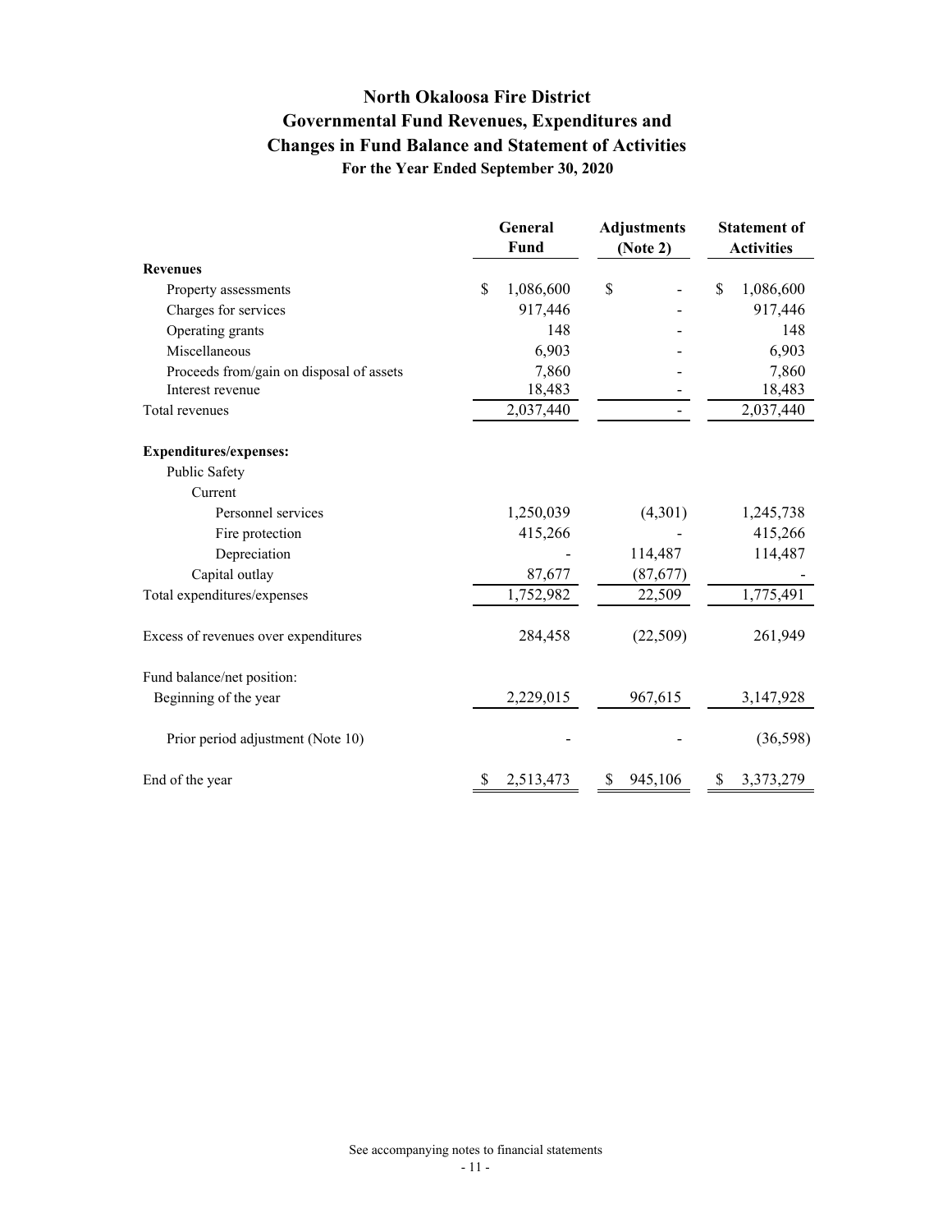# North Okaloosa Fire District

## Governmental Fund Revenues, Expenditures and Changes in Fund Balance and Statement of Activities

### For the Year Ended September 30, 2020

| | General Fund | Adjustments (Note 2) | Statement of Activities |
|---|---|---|---|
| **Revenues** | | | |
| Property assessments | $ 1,086,600 | $ - | $ 1,086,600 |
| Charges for services | 917,446 | - | 917,446 |
| Operating grants | 148 | - | 148 |
| Miscellaneous | 6,903 | - | 6,903 |
| Proceeds from/gain on disposal of assets | 7,860 | - | 7,860 |
| Interest revenue | 18,483 | - | 18,483 |
| Total revenues | 2,037,440 | - | 2,037,440 |
| **Expenditures/expenses:** | | | |
| Public Safety | | | |
| Current | | | |
| Personnel services | 1,250,039 | (4,301) | 1,245,738 |
| Fire protection | 415,266 | - | 415,266 |
| Depreciation | - | 114,487 | 114,487 |
| Capital outlay | 87,677 | (87,677) | - |
| Total expenditures/expenses | 1,752,982 | 22,509 | 1,775,491 |
| Excess of revenues over expenditures | 284,458 | (22,509) | 261,949 |
| Fund balance/net position: | | | |
| Beginning of the year | 2,229,015 | 967,615 | 3,147,928 |
| Prior period adjustment (Note 10) | - | - | (36,598) |
| End of the year | $ 2,513,473 | $ 945,106 | $ 3,373,279 |

See accompanying notes to financial statements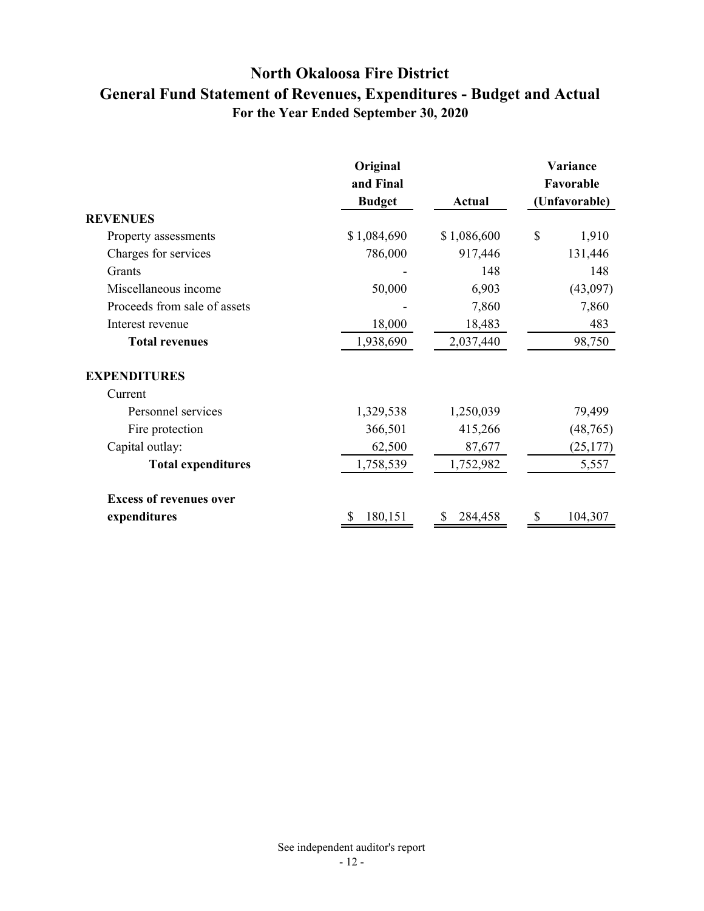# North Okaloosa Fire District

## General Fund Statement of Revenues, Expenditures - Budget and Actual

### For the Year Ended September 30, 2020

| | Original and Final Budget | Actual | Variance Favorable (Unfavorable) |
|---|---|---|---|
| **REVENUES** | | | |
| Property assessments | $ 1,084,690 | $ 1,086,600 | $ 1,910 |
| Charges for services | 786,000 | 917,446 | 131,446 |
| Grants | - | 148 | 148 |
| Miscellaneous income | 50,000 | 6,903 | (43,097) |
| Proceeds from sale of assets | - | 7,860 | 7,860 |
| Interest revenue | 18,000 | 18,483 | 483 |
| **Total revenues** | 1,938,690 | 2,037,440 | 98,750 |
| **EXPENDITURES** | | | |
| Current | | | |
| Personnel services | 1,329,538 | 1,250,039 | 79,499 |
| Fire protection | 366,501 | 415,266 | (48,765) |
| Capital outlay: | 62,500 | 87,677 | (25,177) |
| **Total expenditures** | 1,758,539 | 1,752,982 | 5,557 |
| **Excess of revenues over expenditures** | $ 180,151 | $ 284,458 | $ 104,307 |

See independent auditor's report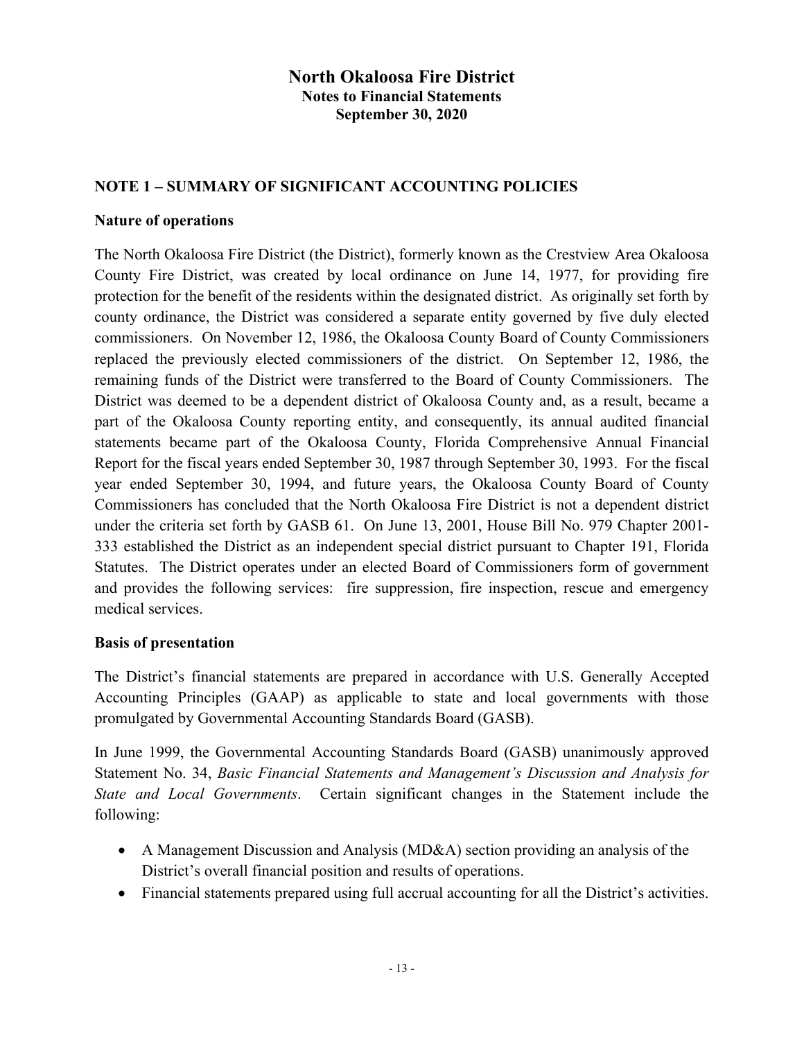# North Okaloosa Fire District
## Notes to Financial Statements
## September 30, 2020

### NOTE 1 – SUMMARY OF SIGNIFICANT ACCOUNTING POLICIES

**Nature of operations**

The North Okaloosa Fire District (the District), formerly known as the Crestview Area Okaloosa County Fire District, was created by local ordinance on June 14, 1977, for providing fire protection for the benefit of the residents within the designated district. As originally set forth by county ordinance, the District was considered a separate entity governed by five duly elected commissioners. On November 12, 1986, the Okaloosa County Board of County Commissioners replaced the previously elected commissioners of the district. On September 12, 1986, the remaining funds of the District were transferred to the Board of County Commissioners. The District was deemed to be a dependent district of Okaloosa County and, as a result, became a part of the Okaloosa County reporting entity, and consequently, its annual audited financial statements became part of the Okaloosa County, Florida Comprehensive Annual Financial Report for the fiscal years ended September 30, 1987 through September 30, 1993. For the fiscal year ended September 30, 1994, and future years, the Okaloosa County Board of County Commissioners has concluded that the North Okaloosa Fire District is not a dependent district under the criteria set forth by GASB 61. On June 13, 2001, House Bill No. 979 Chapter 2001-333 established the District as an independent special district pursuant to Chapter 191, Florida Statutes. The District operates under an elected Board of Commissioners form of government and provides the following services: fire suppression, fire inspection, rescue and emergency medical services.

**Basis of presentation**

The District's financial statements are prepared in accordance with U.S. Generally Accepted Accounting Principles (GAAP) as applicable to state and local governments with those promulgated by Governmental Accounting Standards Board (GASB).

In June 1999, the Governmental Accounting Standards Board (GASB) unanimously approved Statement No. 34, *Basic Financial Statements and Management's Discussion and Analysis for State and Local Governments*. Certain significant changes in the Statement include the following:

- A Management Discussion and Analysis (MD&A) section providing an analysis of the District's overall financial position and results of operations.
- Financial statements prepared using full accrual accounting for all the District's activities.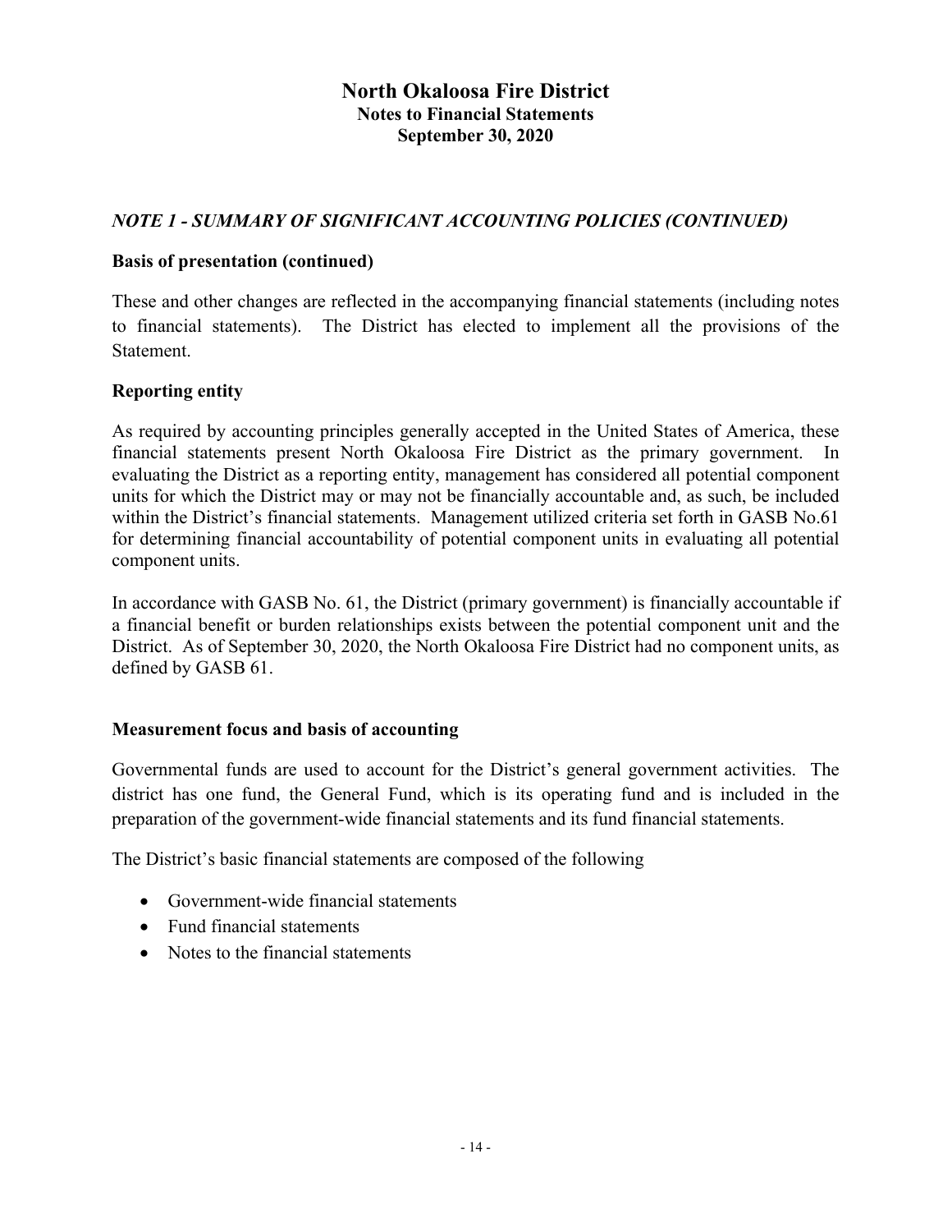# North Okaloosa Fire District
## Notes to Financial Statements
## September 30, 2020

### *NOTE 1 - SUMMARY OF SIGNIFICANT ACCOUNTING POLICIES (CONTINUED)*

**Basis of presentation (continued)**

These and other changes are reflected in the accompanying financial statements (including notes to financial statements). The District has elected to implement all the provisions of the Statement.

**Reporting entity**

As required by accounting principles generally accepted in the United States of America, these financial statements present North Okaloosa Fire District as the primary government. In evaluating the District as a reporting entity, management has considered all potential component units for which the District may or may not be financially accountable and, as such, be included within the District's financial statements. Management utilized criteria set forth in GASB No.61 for determining financial accountability of potential component units in evaluating all potential component units.

In accordance with GASB No. 61, the District (primary government) is financially accountable if a financial benefit or burden relationships exists between the potential component unit and the District. As of September 30, 2020, the North Okaloosa Fire District had no component units, as defined by GASB 61.

**Measurement focus and basis of accounting**

Governmental funds are used to account for the District's general government activities. The district has one fund, the General Fund, which is its operating fund and is included in the preparation of the government-wide financial statements and its fund financial statements.

The District's basic financial statements are composed of the following

- Government-wide financial statements
- Fund financial statements
- Notes to the financial statements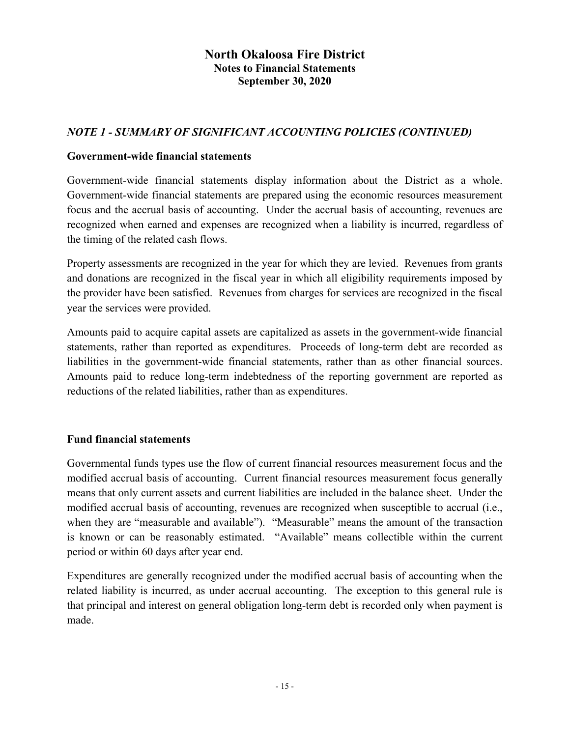# North Okaloosa Fire District
## Notes to Financial Statements
## September 30, 2020

### *NOTE 1 - SUMMARY OF SIGNIFICANT ACCOUNTING POLICIES (CONTINUED)*

**Government-wide financial statements**

Government-wide financial statements display information about the District as a whole. Government-wide financial statements are prepared using the economic resources measurement focus and the accrual basis of accounting. Under the accrual basis of accounting, revenues are recognized when earned and expenses are recognized when a liability is incurred, regardless of the timing of the related cash flows.

Property assessments are recognized in the year for which they are levied. Revenues from grants and donations are recognized in the fiscal year in which all eligibility requirements imposed by the provider have been satisfied. Revenues from charges for services are recognized in the fiscal year the services were provided.

Amounts paid to acquire capital assets are capitalized as assets in the government-wide financial statements, rather than reported as expenditures. Proceeds of long-term debt are recorded as liabilities in the government-wide financial statements, rather than as other financial sources. Amounts paid to reduce long-term indebtedness of the reporting government are reported as reductions of the related liabilities, rather than as expenditures.

**Fund financial statements**

Governmental funds types use the flow of current financial resources measurement focus and the modified accrual basis of accounting. Current financial resources measurement focus generally means that only current assets and current liabilities are included in the balance sheet. Under the modified accrual basis of accounting, revenues are recognized when susceptible to accrual (i.e., when they are "measurable and available"). "Measurable" means the amount of the transaction is known or can be reasonably estimated. "Available" means collectible within the current period or within 60 days after year end.

Expenditures are generally recognized under the modified accrual basis of accounting when the related liability is incurred, as under accrual accounting. The exception to this general rule is that principal and interest on general obligation long-term debt is recorded only when payment is made.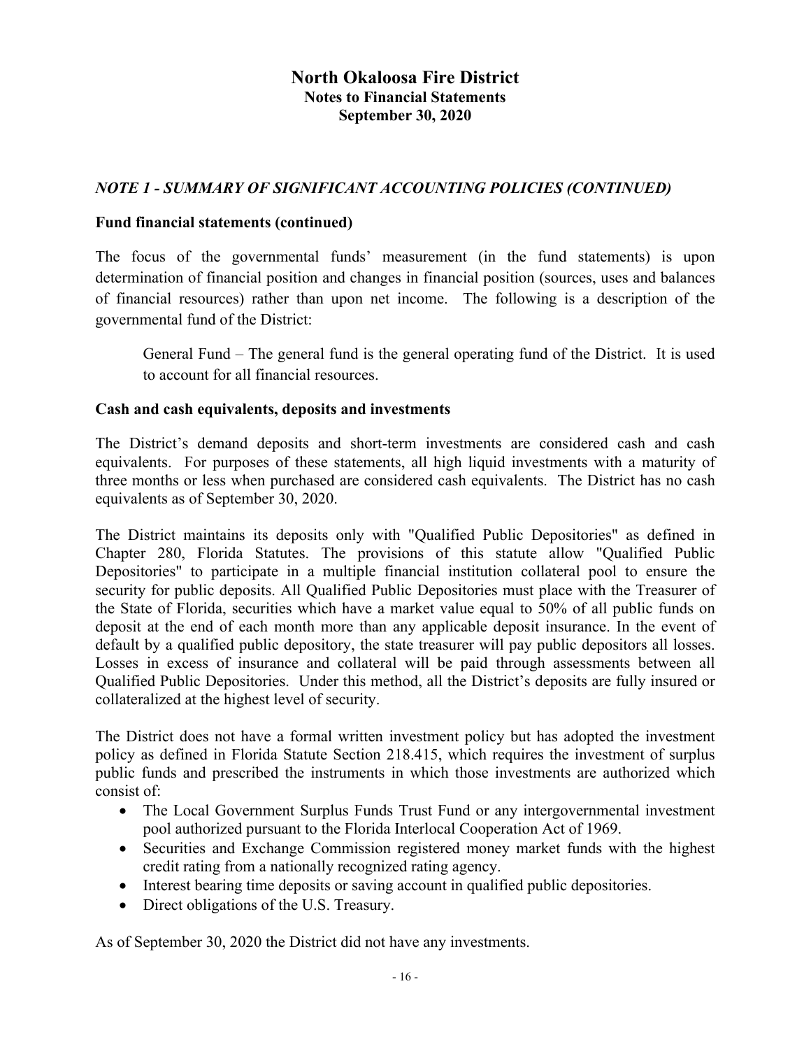# North Okaloosa Fire District
## Notes to Financial Statements
## September 30, 2020

### *NOTE 1 - SUMMARY OF SIGNIFICANT ACCOUNTING POLICIES (CONTINUED)*

**Fund financial statements (continued)**

The focus of the governmental funds' measurement (in the fund statements) is upon determination of financial position and changes in financial position (sources, uses and balances of financial resources) rather than upon net income. The following is a description of the governmental fund of the District:

> General Fund – The general fund is the general operating fund of the District. It is used to account for all financial resources.

**Cash and cash equivalents, deposits and investments**

The District's demand deposits and short-term investments are considered cash and cash equivalents. For purposes of these statements, all high liquid investments with a maturity of three months or less when purchased are considered cash equivalents. The District has no cash equivalents as of September 30, 2020.

The District maintains its deposits only with "Qualified Public Depositories" as defined in Chapter 280, Florida Statutes. The provisions of this statute allow "Qualified Public Depositories" to participate in a multiple financial institution collateral pool to ensure the security for public deposits. All Qualified Public Depositories must place with the Treasurer of the State of Florida, securities which have a market value equal to 50% of all public funds on deposit at the end of each month more than any applicable deposit insurance. In the event of default by a qualified public depository, the state treasurer will pay public depositors all losses. Losses in excess of insurance and collateral will be paid through assessments between all Qualified Public Depositories. Under this method, all the District's deposits are fully insured or collateralized at the highest level of security.

The District does not have a formal written investment policy but has adopted the investment policy as defined in Florida Statute Section 218.415, which requires the investment of surplus public funds and prescribed the instruments in which those investments are authorized which consist of:

- The Local Government Surplus Funds Trust Fund or any intergovernmental investment pool authorized pursuant to the Florida Interlocal Cooperation Act of 1969.
- Securities and Exchange Commission registered money market funds with the highest credit rating from a nationally recognized rating agency.
- Interest bearing time deposits or saving account in qualified public depositories.
- Direct obligations of the U.S. Treasury.

As of September 30, 2020 the District did not have any investments.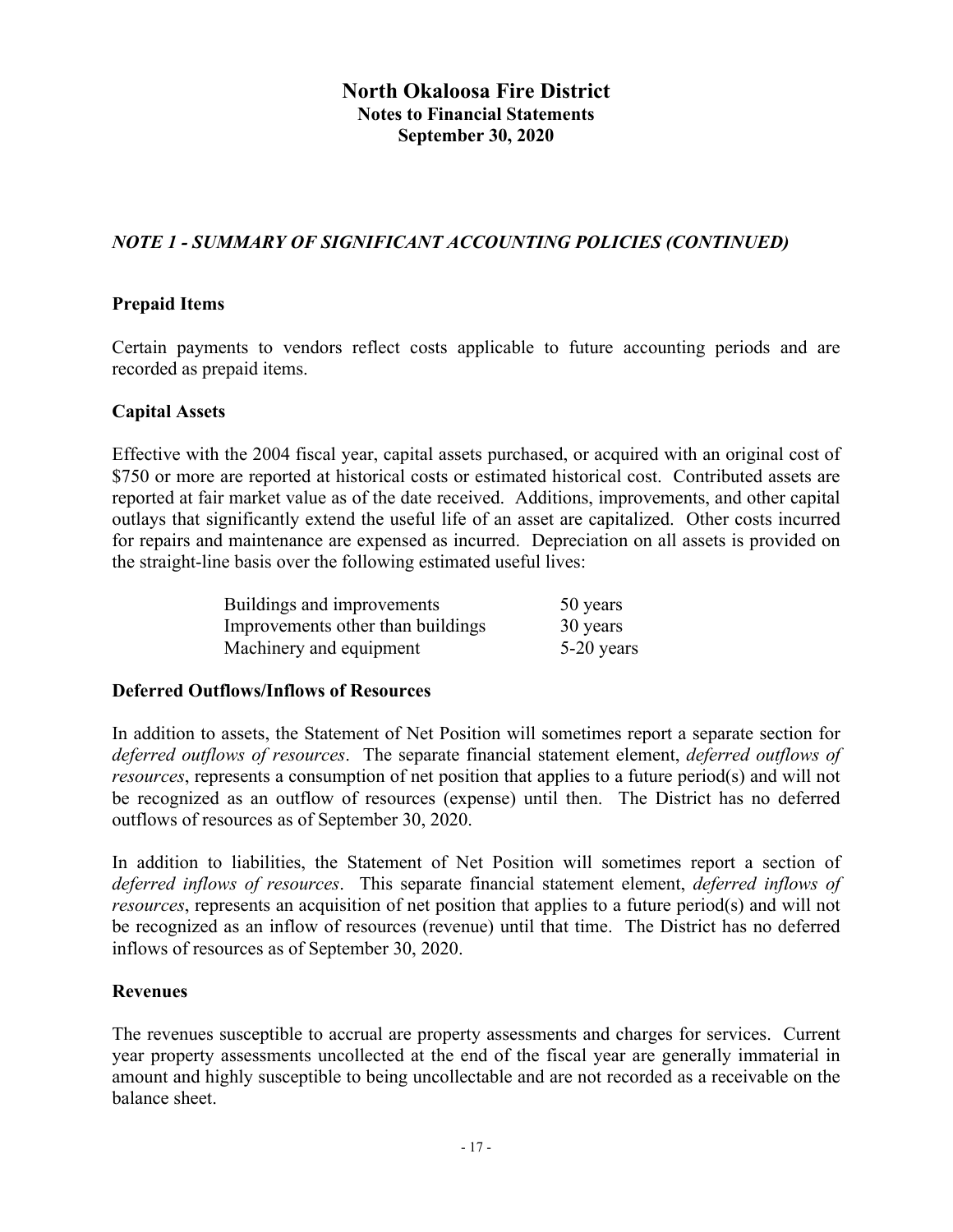# North Okaloosa Fire District
## Notes to Financial Statements
## September 30, 2020

### *NOTE 1 - SUMMARY OF SIGNIFICANT ACCOUNTING POLICIES (CONTINUED)*

**Prepaid Items**

Certain payments to vendors reflect costs applicable to future accounting periods and are recorded as prepaid items.

**Capital Assets**

Effective with the 2004 fiscal year, capital assets purchased, or acquired with an original cost of $750 or more are reported at historical costs or estimated historical cost. Contributed assets are reported at fair market value as of the date received. Additions, improvements, and other capital outlays that significantly extend the useful life of an asset are capitalized. Other costs incurred for repairs and maintenance are expensed as incurred. Depreciation on all assets is provided on the straight-line basis over the following estimated useful lives:

| | |
|---|---|
| Buildings and improvements | 50 years |
| Improvements other than buildings | 30 years |
| Machinery and equipment | 5-20 years |

**Deferred Outflows/Inflows of Resources**

In addition to assets, the Statement of Net Position will sometimes report a separate section for *deferred outflows of resources*. The separate financial statement element, *deferred outflows of resources*, represents a consumption of net position that applies to a future period(s) and will not be recognized as an outflow of resources (expense) until then. The District has no deferred outflows of resources as of September 30, 2020.

In addition to liabilities, the Statement of Net Position will sometimes report a section of *deferred inflows of resources*. This separate financial statement element, *deferred inflows of resources*, represents an acquisition of net position that applies to a future period(s) and will not be recognized as an inflow of resources (revenue) until that time. The District has no deferred inflows of resources as of September 30, 2020.

**Revenues**

The revenues susceptible to accrual are property assessments and charges for services. Current year property assessments uncollected at the end of the fiscal year are generally immaterial in amount and highly susceptible to being uncollectable and are not recorded as a receivable on the balance sheet.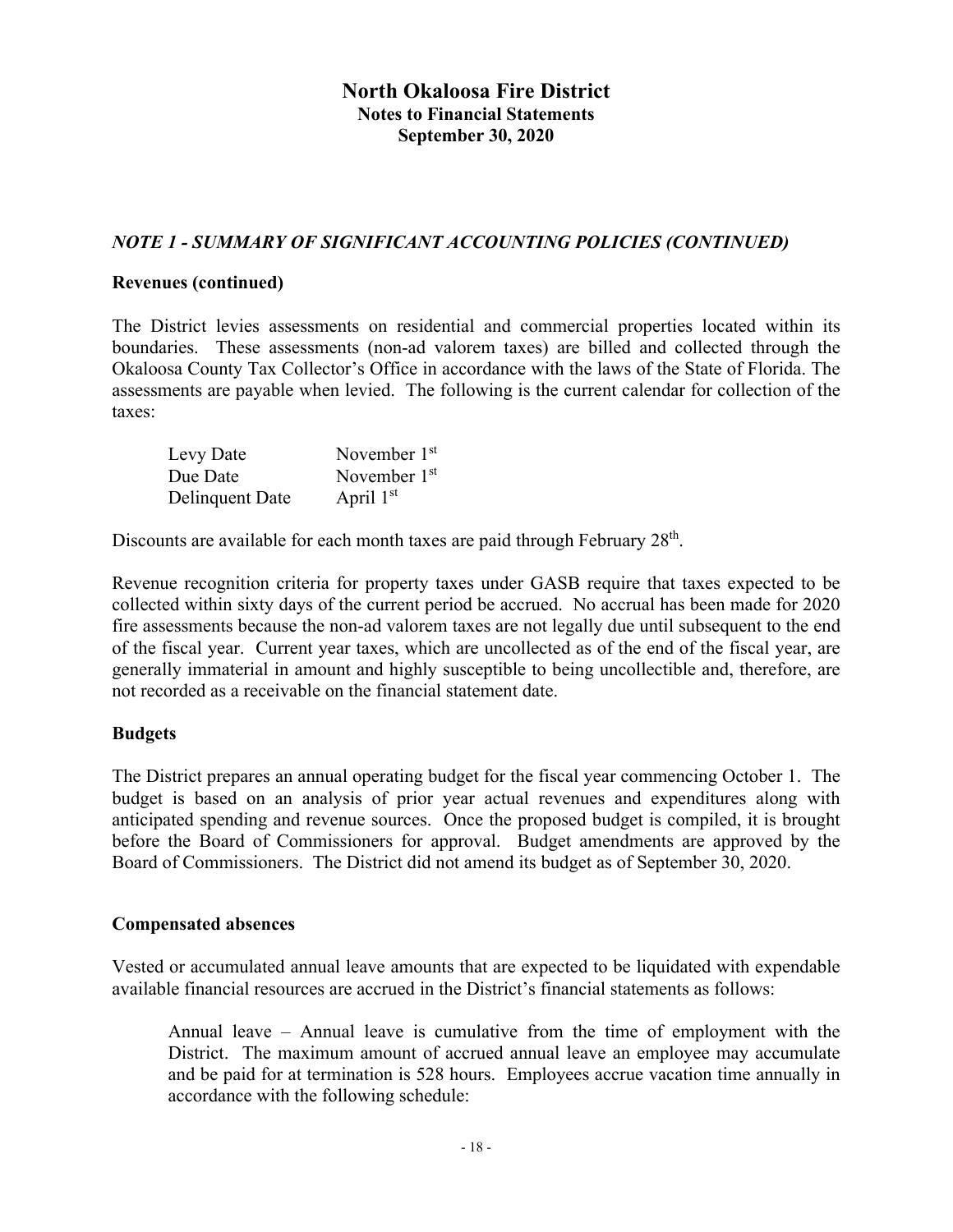# North Okaloosa Fire District
## Notes to Financial Statements
## September 30, 2020

### *NOTE 1 - SUMMARY OF SIGNIFICANT ACCOUNTING POLICIES (CONTINUED)*

**Revenues (continued)**

The District levies assessments on residential and commercial properties located within its boundaries. These assessments (non-ad valorem taxes) are billed and collected through the Okaloosa County Tax Collector's Office in accordance with the laws of the State of Florida. The assessments are payable when levied. The following is the current calendar for collection of the taxes:

| | |
|---|---|
| Levy Date | November 1st |
| Due Date | November 1st |
| Delinquent Date | April 1st |

Discounts are available for each month taxes are paid through February 28th.

Revenue recognition criteria for property taxes under GASB require that taxes expected to be collected within sixty days of the current period be accrued. No accrual has been made for 2020 fire assessments because the non-ad valorem taxes are not legally due until subsequent to the end of the fiscal year. Current year taxes, which are uncollected as of the end of the fiscal year, are generally immaterial in amount and highly susceptible to being uncollectible and, therefore, are not recorded as a receivable on the financial statement date.

**Budgets**

The District prepares an annual operating budget for the fiscal year commencing October 1. The budget is based on an analysis of prior year actual revenues and expenditures along with anticipated spending and revenue sources. Once the proposed budget is compiled, it is brought before the Board of Commissioners for approval. Budget amendments are approved by the Board of Commissioners. The District did not amend its budget as of September 30, 2020.

**Compensated absences**

Vested or accumulated annual leave amounts that are expected to be liquidated with expendable available financial resources are accrued in the District's financial statements as follows:

> Annual leave – Annual leave is cumulative from the time of employment with the District. The maximum amount of accrued annual leave an employee may accumulate and be paid for at termination is 528 hours. Employees accrue vacation time annually in accordance with the following schedule: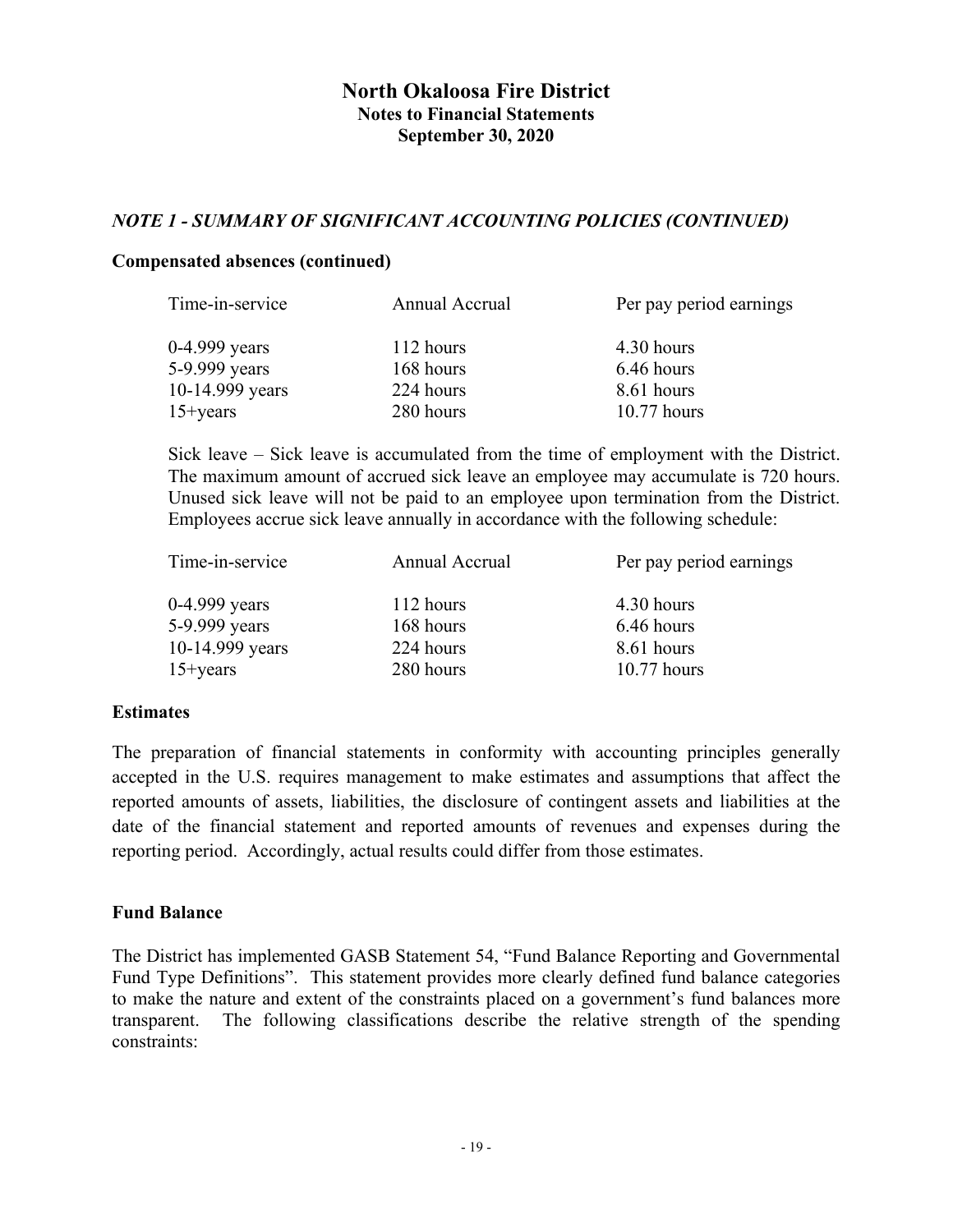## *NOTE 1 - SUMMARY OF SIGNIFICANT ACCOUNTING POLICIES (CONTINUED)*

**Compensated absences (continued)**

| Time-in-service | Annual Accrual | Per pay period earnings |
|---|---|---|
| 0-4.999 years | 112 hours | 4.30 hours |
| 5-9.999 years | 168 hours | 6.46 hours |
| 10-14.999 years | 224 hours | 8.61 hours |
| 15+years | 280 hours | 10.77 hours |

Sick leave – Sick leave is accumulated from the time of employment with the District. The maximum amount of accrued sick leave an employee may accumulate is 720 hours. Unused sick leave will not be paid to an employee upon termination from the District. Employees accrue sick leave annually in accordance with the following schedule:

| Time-in-service | Annual Accrual | Per pay period earnings |
|---|---|---|
| 0-4.999 years | 112 hours | 4.30 hours |
| 5-9.999 years | 168 hours | 6.46 hours |
| 10-14.999 years | 224 hours | 8.61 hours |
| 15+years | 280 hours | 10.77 hours |

**Estimates**

The preparation of financial statements in conformity with accounting principles generally accepted in the U.S. requires management to make estimates and assumptions that affect the reported amounts of assets, liabilities, the disclosure of contingent assets and liabilities at the date of the financial statement and reported amounts of revenues and expenses during the reporting period. Accordingly, actual results could differ from those estimates.

**Fund Balance**

The District has implemented GASB Statement 54, "Fund Balance Reporting and Governmental Fund Type Definitions". This statement provides more clearly defined fund balance categories to make the nature and extent of the constraints placed on a government's fund balances more transparent. The following classifications describe the relative strength of the spending constraints: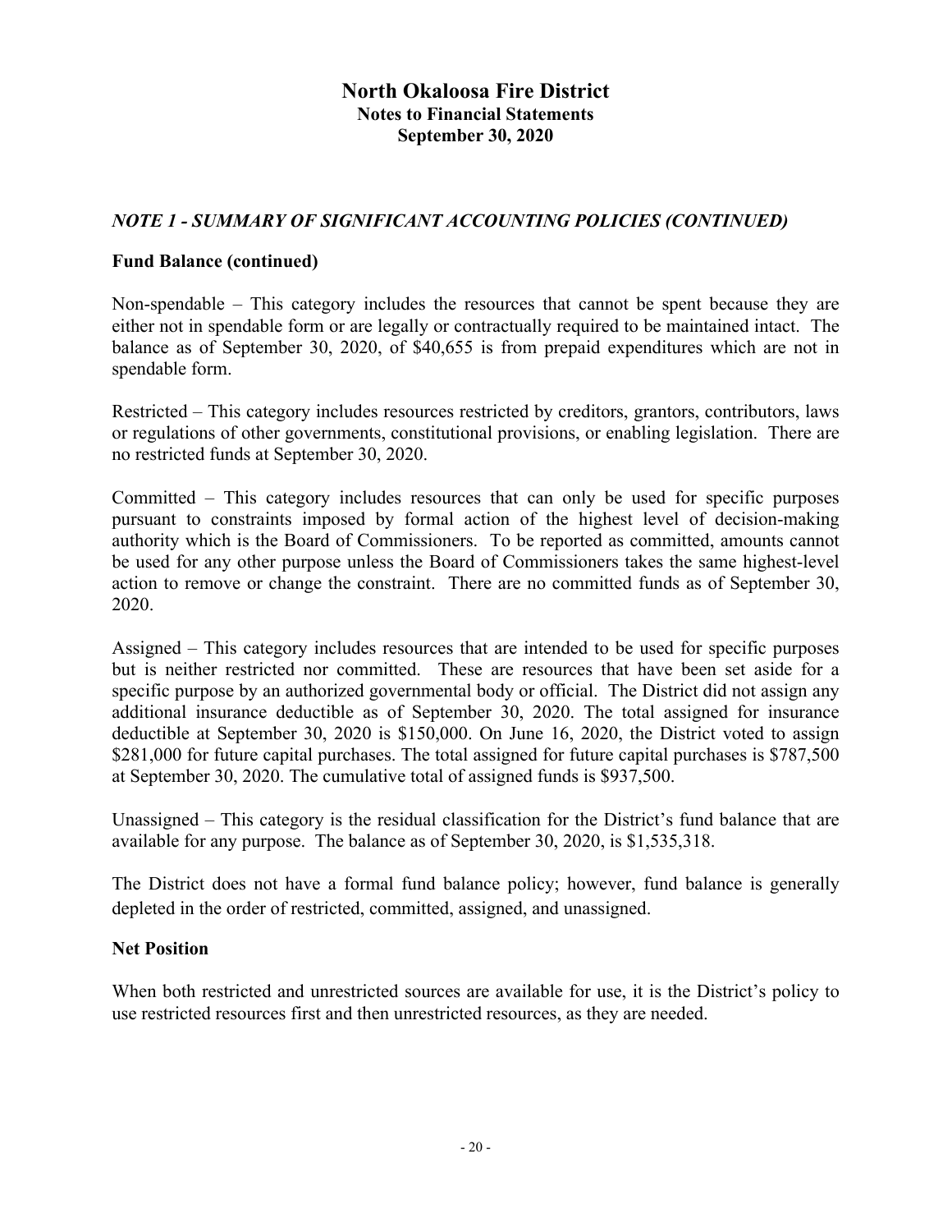# North Okaloosa Fire District
## Notes to Financial Statements
## September 30, 2020

### *NOTE 1 - SUMMARY OF SIGNIFICANT ACCOUNTING POLICIES (CONTINUED)*

**Fund Balance (continued)**

Non-spendable – This category includes the resources that cannot be spent because they are either not in spendable form or are legally or contractually required to be maintained intact. The balance as of September 30, 2020, of $40,655 is from prepaid expenditures which are not in spendable form.

Restricted – This category includes resources restricted by creditors, grantors, contributors, laws or regulations of other governments, constitutional provisions, or enabling legislation. There are no restricted funds at September 30, 2020.

Committed – This category includes resources that can only be used for specific purposes pursuant to constraints imposed by formal action of the highest level of decision-making authority which is the Board of Commissioners. To be reported as committed, amounts cannot be used for any other purpose unless the Board of Commissioners takes the same highest-level action to remove or change the constraint. There are no committed funds as of September 30, 2020.

Assigned – This category includes resources that are intended to be used for specific purposes but is neither restricted nor committed. These are resources that have been set aside for a specific purpose by an authorized governmental body or official. The District did not assign any additional insurance deductible as of September 30, 2020. The total assigned for insurance deductible at September 30, 2020 is $150,000. On June 16, 2020, the District voted to assign $281,000 for future capital purchases. The total assigned for future capital purchases is $787,500 at September 30, 2020. The cumulative total of assigned funds is $937,500.

Unassigned – This category is the residual classification for the District's fund balance that are available for any purpose. The balance as of September 30, 2020, is $1,535,318.

The District does not have a formal fund balance policy; however, fund balance is generally depleted in the order of restricted, committed, assigned, and unassigned.

**Net Position**

When both restricted and unrestricted sources are available for use, it is the District's policy to use restricted resources first and then unrestricted resources, as they are needed.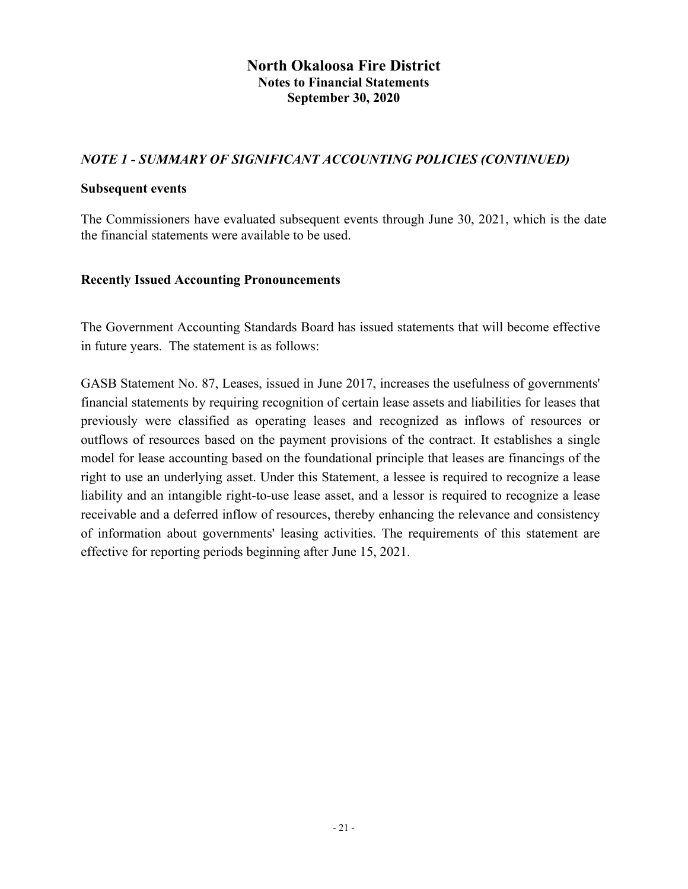## *NOTE 1 - SUMMARY OF SIGNIFICANT ACCOUNTING POLICIES (CONTINUED)*

**Subsequent events**

The Commissioners have evaluated subsequent events through June 30, 2021, which is the date the financial statements were available to be used.

**Recently Issued Accounting Pronouncements**

The Government Accounting Standards Board has issued statements that will become effective in future years. The statement is as follows:

GASB Statement No. 87, Leases, issued in June 2017, increases the usefulness of governments' financial statements by requiring recognition of certain lease assets and liabilities for leases that previously were classified as operating leases and recognized as inflows of resources or outflows of resources based on the payment provisions of the contract. It establishes a single model for lease accounting based on the foundational principle that leases are financings of the right to use an underlying asset. Under this Statement, a lessee is required to recognize a lease liability and an intangible right-to-use lease asset, and a lessor is required to recognize a lease receivable and a deferred inflow of resources, thereby enhancing the relevance and consistency of information about governments' leasing activities. The requirements of this statement are effective for reporting periods beginning after June 15, 2021.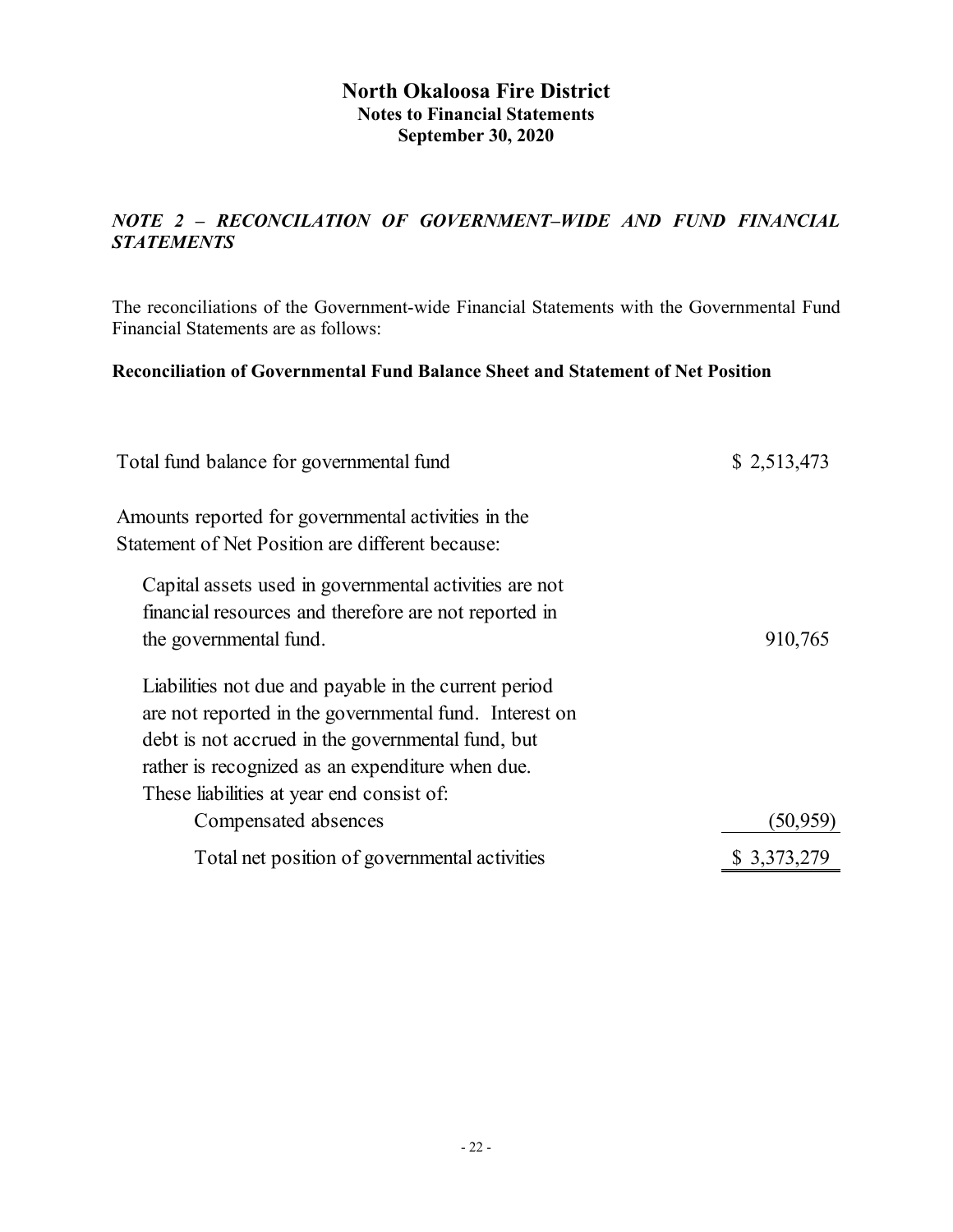# North Okaloosa Fire District
## Notes to Financial Statements
## September 30, 2020

### *NOTE 2 – RECONCILATION OF GOVERNMENT–WIDE AND FUND FINANCIAL STATEMENTS*

The reconciliations of the Government-wide Financial Statements with the Governmental Fund Financial Statements are as follows:

**Reconciliation of Governmental Fund Balance Sheet and Statement of Net Position**

| | |
|---|---|
| Total fund balance for governmental fund | $ 2,513,473 |
| Amounts reported for governmental activities in the Statement of Net Position are different because: | |
| Capital assets used in governmental activities are not financial resources and therefore are not reported in the governmental fund. | 910,765 |
| Liabilities not due and payable in the current period are not reported in the governmental fund. Interest on debt is not accrued in the governmental fund, but rather is recognized as an expenditure when due. These liabilities at year end consist of: | |
| Compensated absences | (50,959) |
| Total net position of governmental activities | $ 3,373,279 |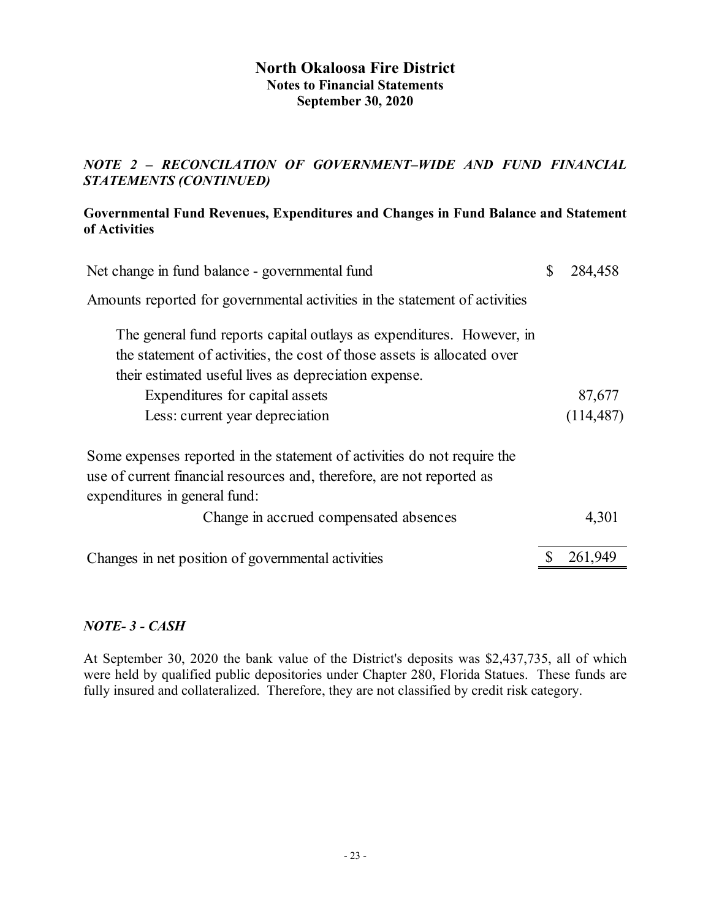# North Okaloosa Fire District
## Notes to Financial Statements
## September 30, 2020

### *NOTE 2 – RECONCILATION OF GOVERNMENT–WIDE AND FUND FINANCIAL STATEMENTS (CONTINUED)*

**Governmental Fund Revenues, Expenditures and Changes in Fund Balance and Statement of Activities**

| | | |
|---|---|---|
| Net change in fund balance - governmental fund | $ | 284,458 |
| Amounts reported for governmental activities in the statement of activities | | |
| The general fund reports capital outlays as expenditures. However, in the statement of activities, the cost of those assets is allocated over their estimated useful lives as depreciation expense. | | |
| Expenditures for capital assets | | 87,677 |
| Less: current year depreciation | | (114,487) |
| Some expenses reported in the statement of activities do not require the use of current financial resources and, therefore, are not reported as expenditures in general fund: | | |
| Change in accrued compensated absences | | 4,301 |
| Changes in net position of governmental activities | $ | 261,949 |

### *NOTE- 3 - CASH*

At September 30, 2020 the bank value of the District's deposits was $2,437,735, all of which were held by qualified public depositories under Chapter 280, Florida Statues. These funds are fully insured and collateralized. Therefore, they are not classified by credit risk category.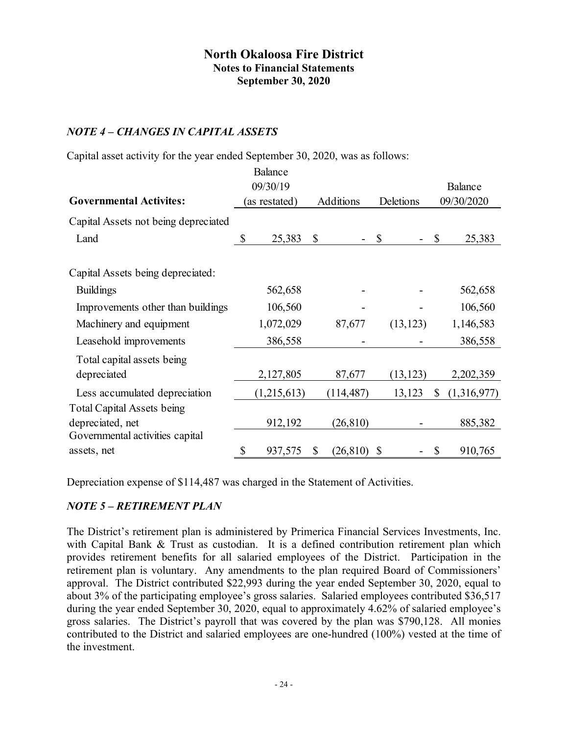# North Okaloosa Fire District
## Notes to Financial Statements
## September 30, 2020

### *NOTE 4 – CHANGES IN CAPITAL ASSETS*

Capital asset activity for the year ended September 30, 2020, was as follows:

| Governmental Activites: | Balance 09/30/19 (as restated) | Additions | Deletions | Balance 09/30/2020 |
|---|---|---|---|---|
| Capital Assets not being depreciated | | | | |
| Land | $ 25,383 | $ - | $ - | $ 25,383 |
| | | | | |
| Capital Assets being depreciated: | | | | |
| Buildings | 562,658 | - | - | 562,658 |
| Improvements other than buildings | 106,560 | - | - | 106,560 |
| Machinery and equipment | 1,072,029 | 87,677 | (13,123) | 1,146,583 |
| Leasehold improvements | 386,558 | - | - | 386,558 |
| Total capital assets being depreciated | 2,127,805 | 87,677 | (13,123) | 2,202,359 |
| Less accumulated depreciation | (1,215,613) | (114,487) | 13,123 | $ (1,316,977) |
| Total Capital Assets being depreciated, net | 912,192 | (26,810) | - | 885,382 |
| Governmental activities capital assets, net | $ 937,575 | $ (26,810) | $ - | $ 910,765 |

Depreciation expense of $114,487 was charged in the Statement of Activities.

### *NOTE 5 – RETIREMENT PLAN*

The District's retirement plan is administered by Primerica Financial Services Investments, Inc. with Capital Bank & Trust as custodian. It is a defined contribution retirement plan which provides retirement benefits for all salaried employees of the District. Participation in the retirement plan is voluntary. Any amendments to the plan required Board of Commissioners' approval. The District contributed $22,993 during the year ended September 30, 2020, equal to about 3% of the participating employee's gross salaries. Salaried employees contributed $36,517 during the year ended September 30, 2020, equal to approximately 4.62% of salaried employee's gross salaries. The District's payroll that was covered by the plan was $790,128. All monies contributed to the District and salaried employees are one-hundred (100%) vested at the time of the investment.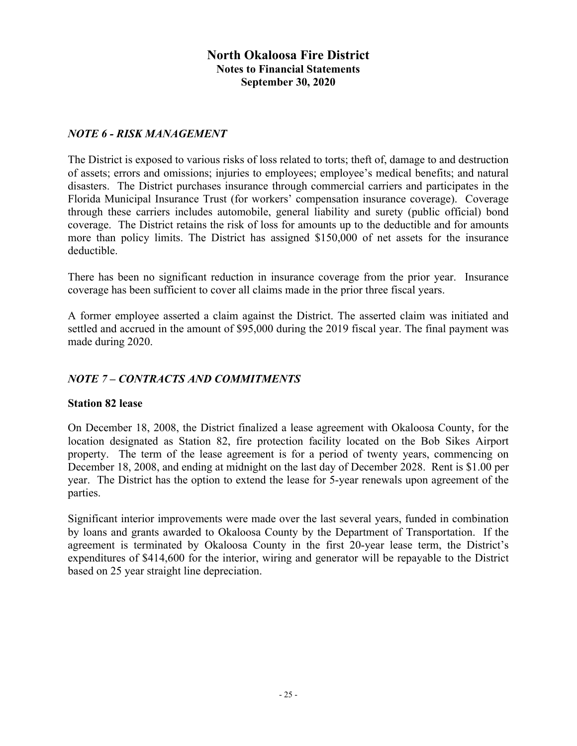# North Okaloosa Fire District
## Notes to Financial Statements
## September 30, 2020

### *NOTE 6 - RISK MANAGEMENT*

The District is exposed to various risks of loss related to torts; theft of, damage to and destruction of assets; errors and omissions; injuries to employees; employee's medical benefits; and natural disasters. The District purchases insurance through commercial carriers and participates in the Florida Municipal Insurance Trust (for workers' compensation insurance coverage). Coverage through these carriers includes automobile, general liability and surety (public official) bond coverage. The District retains the risk of loss for amounts up to the deductible and for amounts more than policy limits. The District has assigned $150,000 of net assets for the insurance deductible.

There has been no significant reduction in insurance coverage from the prior year. Insurance coverage has been sufficient to cover all claims made in the prior three fiscal years.

A former employee asserted a claim against the District. The asserted claim was initiated and settled and accrued in the amount of $95,000 during the 2019 fiscal year. The final payment was made during 2020.

### *NOTE 7 – CONTRACTS AND COMMITMENTS*

**Station 82 lease**

On December 18, 2008, the District finalized a lease agreement with Okaloosa County, for the location designated as Station 82, fire protection facility located on the Bob Sikes Airport property. The term of the lease agreement is for a period of twenty years, commencing on December 18, 2008, and ending at midnight on the last day of December 2028. Rent is $1.00 per year. The District has the option to extend the lease for 5-year renewals upon agreement of the parties.

Significant interior improvements were made over the last several years, funded in combination by loans and grants awarded to Okaloosa County by the Department of Transportation. If the agreement is terminated by Okaloosa County in the first 20-year lease term, the District's expenditures of $414,600 for the interior, wiring and generator will be repayable to the District based on 25 year straight line depreciation.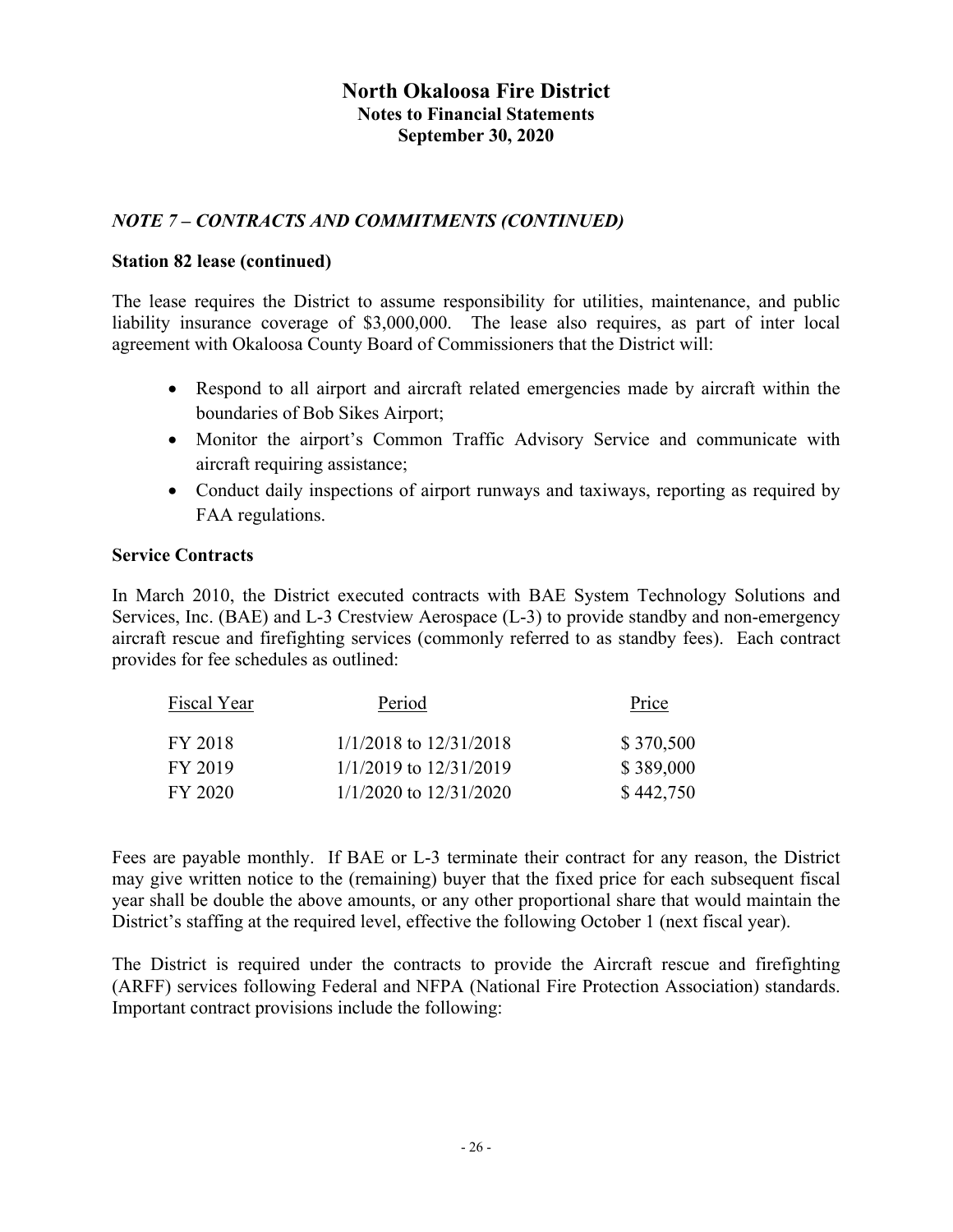# North Okaloosa Fire District
## Notes to Financial Statements
## September 30, 2020

### *NOTE 7 – CONTRACTS AND COMMITMENTS (CONTINUED)*

**Station 82 lease (continued)**

The lease requires the District to assume responsibility for utilities, maintenance, and public liability insurance coverage of $3,000,000. The lease also requires, as part of inter local agreement with Okaloosa County Board of Commissioners that the District will:

- Respond to all airport and aircraft related emergencies made by aircraft within the boundaries of Bob Sikes Airport;
- Monitor the airport's Common Traffic Advisory Service and communicate with aircraft requiring assistance;
- Conduct daily inspections of airport runways and taxiways, reporting as required by FAA regulations.

**Service Contracts**

In March 2010, the District executed contracts with BAE System Technology Solutions and Services, Inc. (BAE) and L-3 Crestview Aerospace (L-3) to provide standby and non-emergency aircraft rescue and firefighting services (commonly referred to as standby fees). Each contract provides for fee schedules as outlined:

| Fiscal Year | Period | Price |
|---|---|---|
| FY 2018 | 1/1/2018 to 12/31/2018 | $ 370,500 |
| FY 2019 | 1/1/2019 to 12/31/2019 | $ 389,000 |
| FY 2020 | 1/1/2020 to 12/31/2020 | $ 442,750 |

Fees are payable monthly. If BAE or L-3 terminate their contract for any reason, the District may give written notice to the (remaining) buyer that the fixed price for each subsequent fiscal year shall be double the above amounts, or any other proportional share that would maintain the District's staffing at the required level, effective the following October 1 (next fiscal year).

The District is required under the contracts to provide the Aircraft rescue and firefighting (ARFF) services following Federal and NFPA (National Fire Protection Association) standards. Important contract provisions include the following: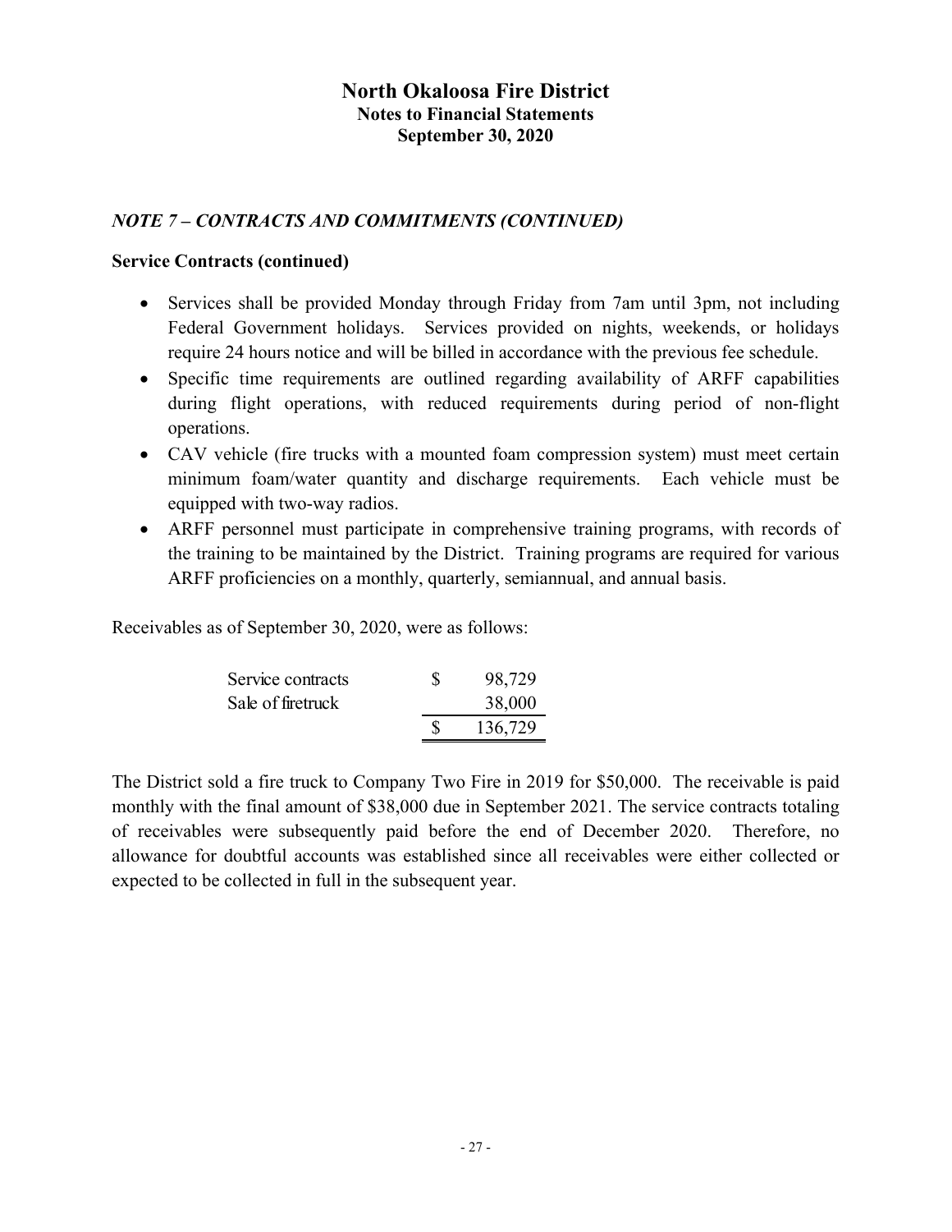## NOTE 7 – CONTRACTS AND COMMITMENTS (CONTINUED)

### Service Contracts (continued)

- Services shall be provided Monday through Friday from 7am until 3pm, not including Federal Government holidays. Services provided on nights, weekends, or holidays require 24 hours notice and will be billed in accordance with the previous fee schedule.
- Specific time requirements are outlined regarding availability of ARFF capabilities during flight operations, with reduced requirements during period of non-flight operations.
- CAV vehicle (fire trucks with a mounted foam compression system) must meet certain minimum foam/water quantity and discharge requirements. Each vehicle must be equipped with two-way radios.
- ARFF personnel must participate in comprehensive training programs, with records of the training to be maintained by the District. Training programs are required for various ARFF proficiencies on a monthly, quarterly, semiannual, and annual basis.

Receivables as of September 30, 2020, were as follows:

| | |
|---|---|
| Service contracts | $ 98,729 |
| Sale of firetruck | 38,000 |
| | $ 136,729 |

The District sold a fire truck to Company Two Fire in 2019 for $50,000. The receivable is paid monthly with the final amount of $38,000 due in September 2021. The service contracts totaling of receivables were subsequently paid before the end of December 2020. Therefore, no allowance for doubtful accounts was established since all receivables were either collected or expected to be collected in full in the subsequent year.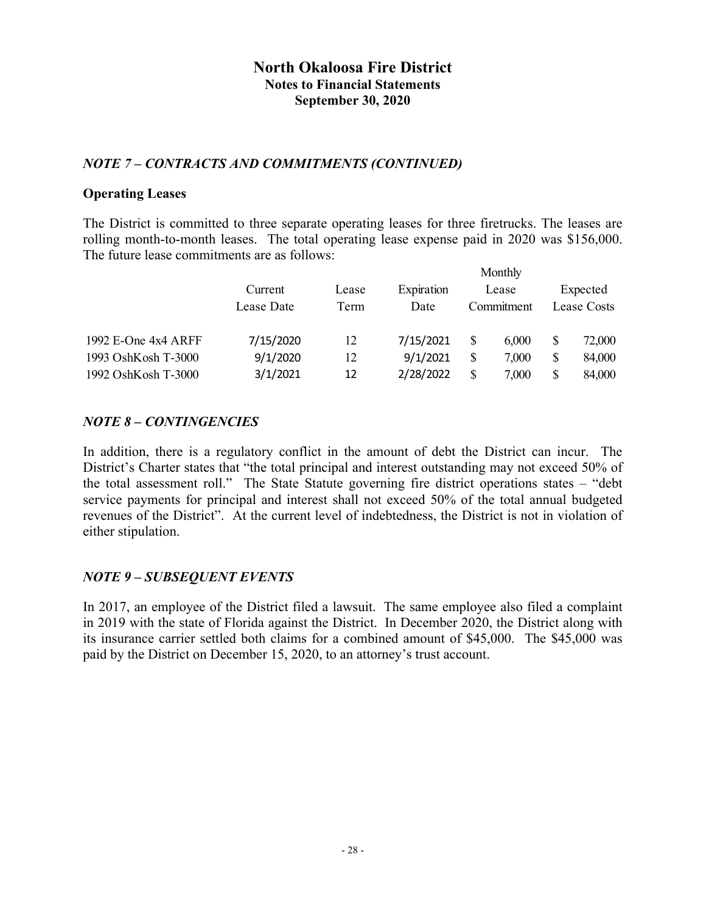# North Okaloosa Fire District
## Notes to Financial Statements
## September 30, 2020

### *NOTE 7 – CONTRACTS AND COMMITMENTS (CONTINUED)*

**Operating Leases**

The District is committed to three separate operating leases for three firetrucks. The leases are rolling month-to-month leases. The total operating lease expense paid in 2020 was $156,000. The future lease commitments are as follows:

| | Current Lease Date | Lease Term | Expiration Date | Monthly Lease Commitment | Expected Lease Costs |
|---|---|---|---|---|---|
| 1992 E-One 4x4 ARFF | 7/15/2020 | 12 | 7/15/2021 | $ 6,000 | $ 72,000 |
| 1993 OshKosh T-3000 | 9/1/2020 | 12 | 9/1/2021 | $ 7,000 | $ 84,000 |
| 1992 OshKosh T-3000 | 3/1/2021 | 12 | 2/28/2022 | $ 7,000 | $ 84,000 |

### *NOTE 8 – CONTINGENCIES*

In addition, there is a regulatory conflict in the amount of debt the District can incur. The District's Charter states that "the total principal and interest outstanding may not exceed 50% of the total assessment roll." The State Statute governing fire district operations states – "debt service payments for principal and interest shall not exceed 50% of the total annual budgeted revenues of the District". At the current level of indebtedness, the District is not in violation of either stipulation.

### *NOTE 9 – SUBSEQUENT EVENTS*

In 2017, an employee of the District filed a lawsuit. The same employee also filed a complaint in 2019 with the state of Florida against the District. In December 2020, the District along with its insurance carrier settled both claims for a combined amount of $45,000. The $45,000 was paid by the District on December 15, 2020, to an attorney's trust account.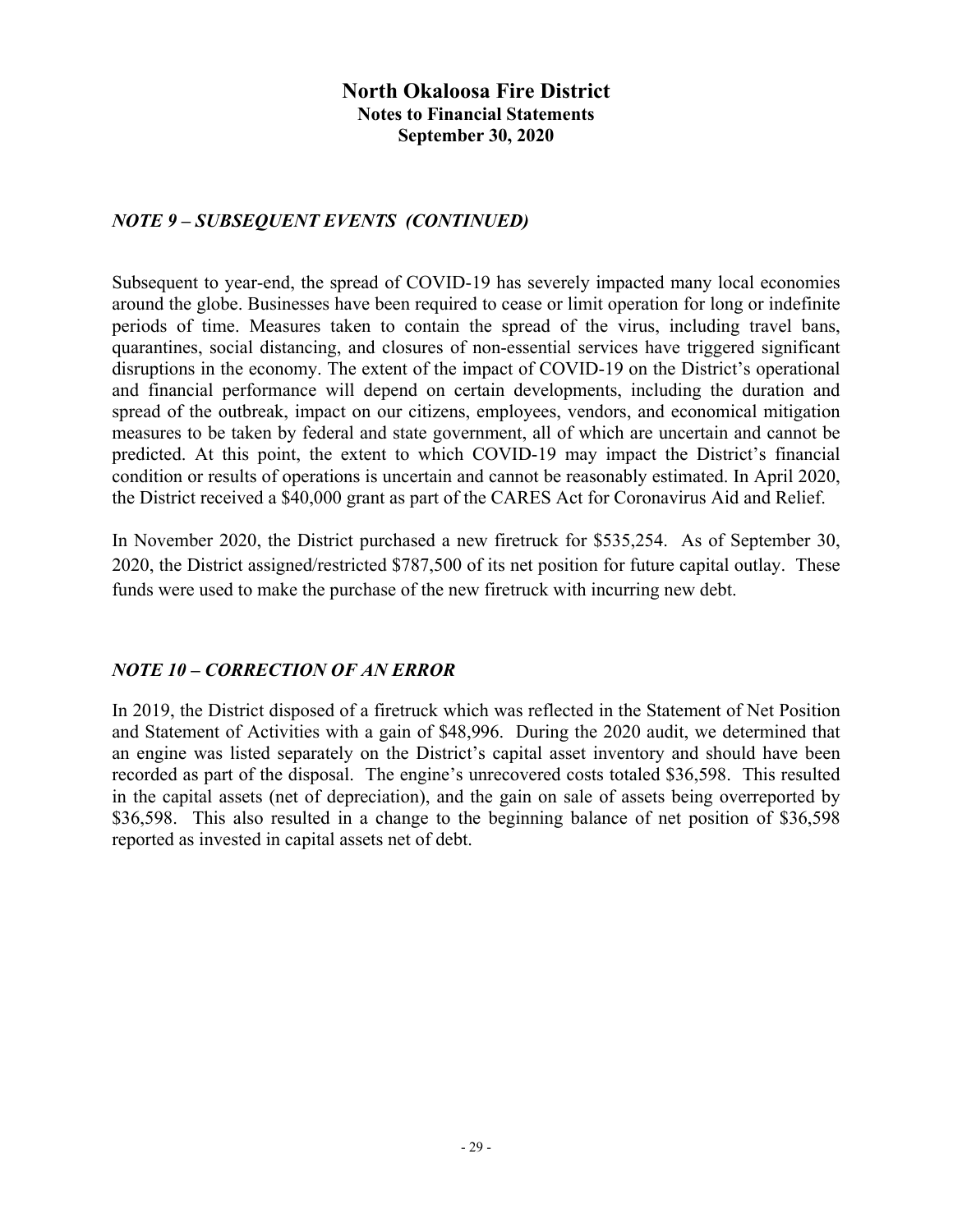# North Okaloosa Fire District
## Notes to Financial Statements
## September 30, 2020

### *NOTE 9 – SUBSEQUENT EVENTS (CONTINUED)*

Subsequent to year-end, the spread of COVID-19 has severely impacted many local economies around the globe. Businesses have been required to cease or limit operation for long or indefinite periods of time. Measures taken to contain the spread of the virus, including travel bans, quarantines, social distancing, and closures of non-essential services have triggered significant disruptions in the economy. The extent of the impact of COVID-19 on the District's operational and financial performance will depend on certain developments, including the duration and spread of the outbreak, impact on our citizens, employees, vendors, and economical mitigation measures to be taken by federal and state government, all of which are uncertain and cannot be predicted. At this point, the extent to which COVID-19 may impact the District's financial condition or results of operations is uncertain and cannot be reasonably estimated. In April 2020, the District received a $40,000 grant as part of the CARES Act for Coronavirus Aid and Relief.

In November 2020, the District purchased a new firetruck for $535,254. As of September 30, 2020, the District assigned/restricted $787,500 of its net position for future capital outlay. These funds were used to make the purchase of the new firetruck with incurring new debt.

### *NOTE 10 – CORRECTION OF AN ERROR*

In 2019, the District disposed of a firetruck which was reflected in the Statement of Net Position and Statement of Activities with a gain of $48,996. During the 2020 audit, we determined that an engine was listed separately on the District's capital asset inventory and should have been recorded as part of the disposal. The engine's unrecovered costs totaled $36,598. This resulted in the capital assets (net of depreciation), and the gain on sale of assets being overreported by $36,598. This also resulted in a change to the beginning balance of net position of $36,598 reported as invested in capital assets net of debt.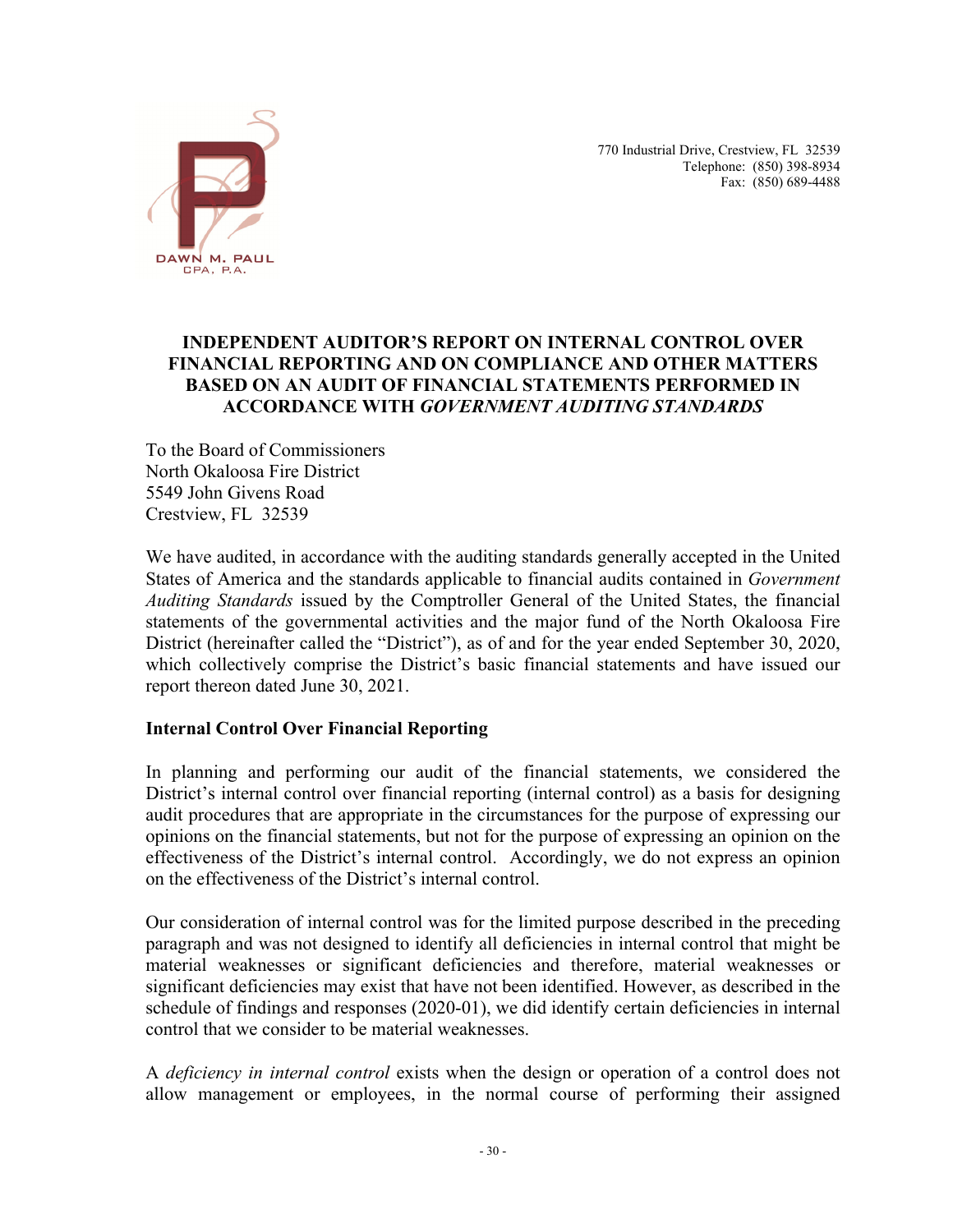DAWN M. PAUL
CPA, P.A.

770 Industrial Drive, Crestview, FL 32539
Telephone: (850) 398-8934
Fax: (850) 689-4488

# INDEPENDENT AUDITOR'S REPORT ON INTERNAL CONTROL OVER FINANCIAL REPORTING AND ON COMPLIANCE AND OTHER MATTERS BASED ON AN AUDIT OF FINANCIAL STATEMENTS PERFORMED IN ACCORDANCE WITH *GOVERNMENT AUDITING STANDARDS*

To the Board of Commissioners
North Okaloosa Fire District
5549 John Givens Road
Crestview, FL 32539

We have audited, in accordance with the auditing standards generally accepted in the United States of America and the standards applicable to financial audits contained in *Government Auditing Standards* issued by the Comptroller General of the United States, the financial statements of the governmental activities and the major fund of the North Okaloosa Fire District (hereinafter called the "District"), as of and for the year ended September 30, 2020, which collectively comprise the District's basic financial statements and have issued our report thereon dated June 30, 2021.

## Internal Control Over Financial Reporting

In planning and performing our audit of the financial statements, we considered the District's internal control over financial reporting (internal control) as a basis for designing audit procedures that are appropriate in the circumstances for the purpose of expressing our opinions on the financial statements, but not for the purpose of expressing an opinion on the effectiveness of the District's internal control. Accordingly, we do not express an opinion on the effectiveness of the District's internal control.

Our consideration of internal control was for the limited purpose described in the preceding paragraph and was not designed to identify all deficiencies in internal control that might be material weaknesses or significant deficiencies and therefore, material weaknesses or significant deficiencies may exist that have not been identified. However, as described in the schedule of findings and responses (2020-01), we did identify certain deficiencies in internal control that we consider to be material weaknesses.

A *deficiency in internal control* exists when the design or operation of a control does not allow management or employees, in the normal course of performing their assigned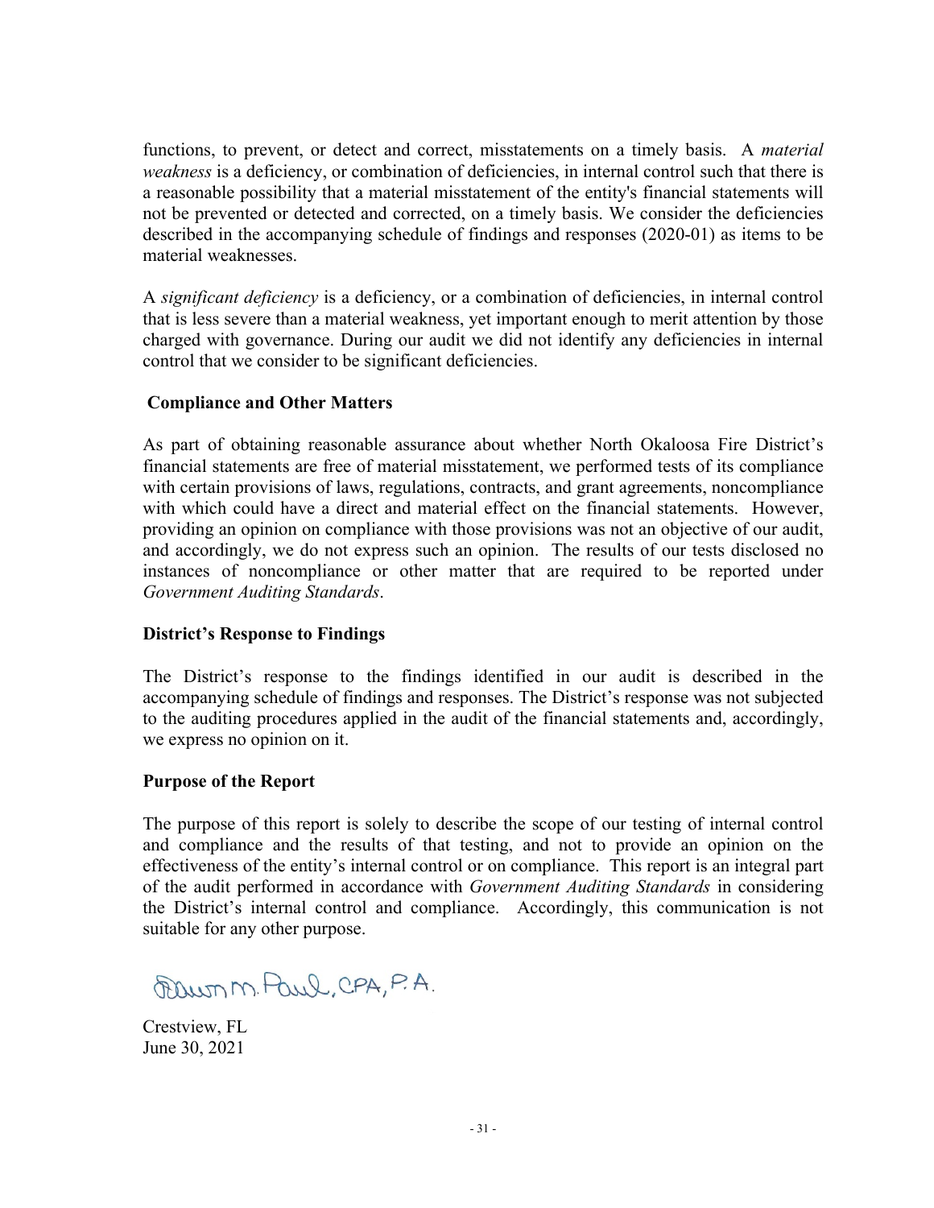functions, to prevent, or detect and correct, misstatements on a timely basis. A *material weakness* is a deficiency, or combination of deficiencies, in internal control such that there is a reasonable possibility that a material misstatement of the entity's financial statements will not be prevented or detected and corrected, on a timely basis. We consider the deficiencies described in the accompanying schedule of findings and responses (2020-01) as items to be material weaknesses.

A *significant deficiency* is a deficiency, or a combination of deficiencies, in internal control that is less severe than a material weakness, yet important enough to merit attention by those charged with governance. During our audit we did not identify any deficiencies in internal control that we consider to be significant deficiencies.

**Compliance and Other Matters**

As part of obtaining reasonable assurance about whether North Okaloosa Fire District's financial statements are free of material misstatement, we performed tests of its compliance with certain provisions of laws, regulations, contracts, and grant agreements, noncompliance with which could have a direct and material effect on the financial statements. However, providing an opinion on compliance with those provisions was not an objective of our audit, and accordingly, we do not express such an opinion. The results of our tests disclosed no instances of noncompliance or other matter that are required to be reported under *Government Auditing Standards*.

**District's Response to Findings**

The District's response to the findings identified in our audit is described in the accompanying schedule of findings and responses. The District's response was not subjected to the auditing procedures applied in the audit of the financial statements and, accordingly, we express no opinion on it.

**Purpose of the Report**

The purpose of this report is solely to describe the scope of our testing of internal control and compliance and the results of that testing, and not to provide an opinion on the effectiveness of the entity's internal control or on compliance. This report is an integral part of the audit performed in accordance with *Government Auditing Standards* in considering the District's internal control and compliance. Accordingly, this communication is not suitable for any other purpose.

Dawn M. Paul, CPA, P.A.

Crestview, FL
June 30, 2021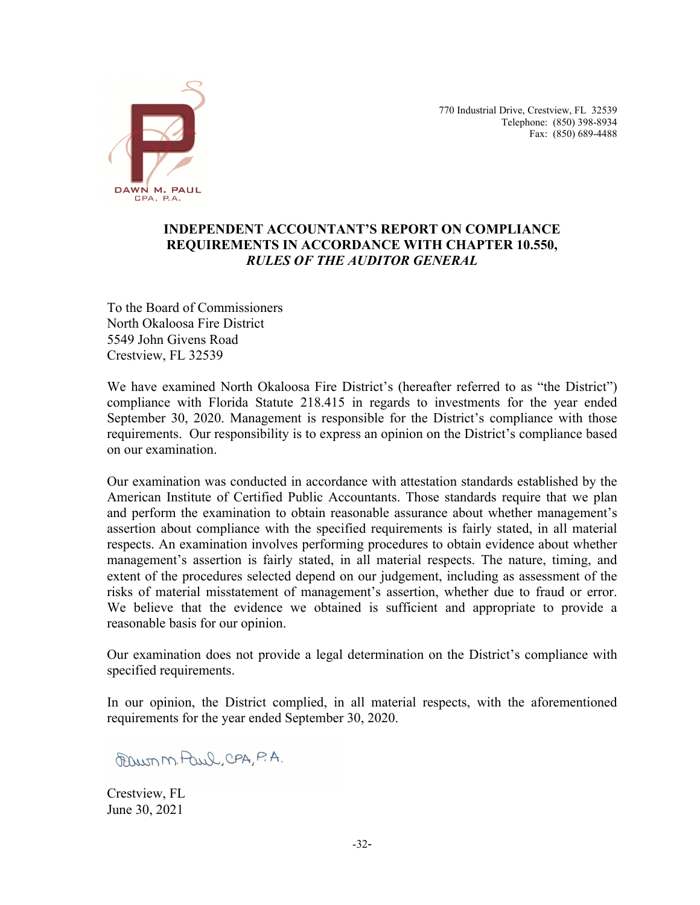DAWN M. PAUL
CPA, P.A.

770 Industrial Drive, Crestview, FL 32539
Telephone: (850) 398-8934
Fax: (850) 689-4488

## INDEPENDENT ACCOUNTANT'S REPORT ON COMPLIANCE REQUIREMENTS IN ACCORDANCE WITH CHAPTER 10.550, *RULES OF THE AUDITOR GENERAL*

To the Board of Commissioners
North Okaloosa Fire District
5549 John Givens Road
Crestview, FL 32539

We have examined North Okaloosa Fire District's (hereafter referred to as "the District") compliance with Florida Statute 218.415 in regards to investments for the year ended September 30, 2020. Management is responsible for the District's compliance with those requirements. Our responsibility is to express an opinion on the District's compliance based on our examination.

Our examination was conducted in accordance with attestation standards established by the American Institute of Certified Public Accountants. Those standards require that we plan and perform the examination to obtain reasonable assurance about whether management's assertion about compliance with the specified requirements is fairly stated, in all material respects. An examination involves performing procedures to obtain evidence about whether management's assertion is fairly stated, in all material respects. The nature, timing, and extent of the procedures selected depend on our judgement, including as assessment of the risks of material misstatement of management's assertion, whether due to fraud or error. We believe that the evidence we obtained is sufficient and appropriate to provide a reasonable basis for our opinion.

Our examination does not provide a legal determination on the District's compliance with specified requirements.

In our opinion, the District complied, in all material respects, with the aforementioned requirements for the year ended September 30, 2020.

Dawn M. Paul, CPA, P.A.

Crestview, FL
June 30, 2021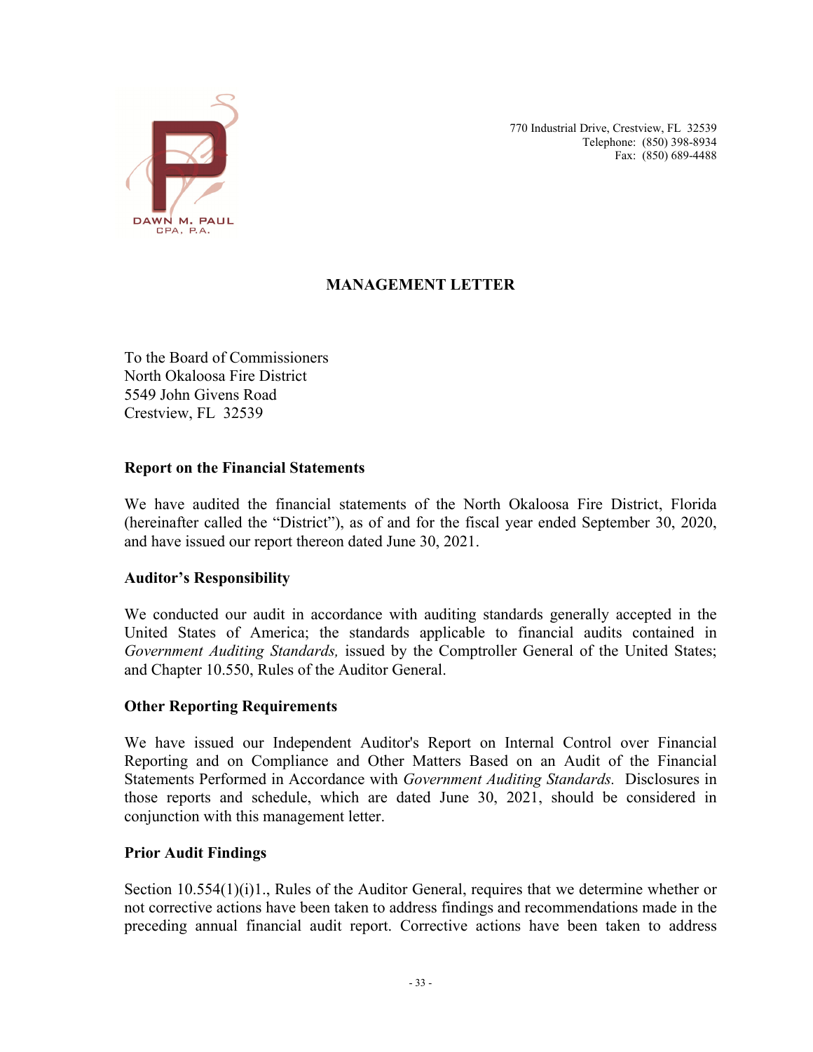DAWN M. PAUL
CPA, P.A.

770 Industrial Drive, Crestview, FL 32539
Telephone: (850) 398-8934
Fax: (850) 689-4488

# MANAGEMENT LETTER

To the Board of Commissioners
North Okaloosa Fire District
5549 John Givens Road
Crestview, FL 32539

### Report on the Financial Statements

We have audited the financial statements of the North Okaloosa Fire District, Florida (hereinafter called the "District"), as of and for the fiscal year ended September 30, 2020, and have issued our report thereon dated June 30, 2021.

### Auditor's Responsibility

We conducted our audit in accordance with auditing standards generally accepted in the United States of America; the standards applicable to financial audits contained in *Government Auditing Standards,* issued by the Comptroller General of the United States; and Chapter 10.550, Rules of the Auditor General.

### Other Reporting Requirements

We have issued our Independent Auditor's Report on Internal Control over Financial Reporting and on Compliance and Other Matters Based on an Audit of the Financial Statements Performed in Accordance with *Government Auditing Standards.* Disclosures in those reports and schedule, which are dated June 30, 2021, should be considered in conjunction with this management letter.

### Prior Audit Findings

Section 10.554(1)(i)1., Rules of the Auditor General, requires that we determine whether or not corrective actions have been taken to address findings and recommendations made in the preceding annual financial audit report. Corrective actions have been taken to address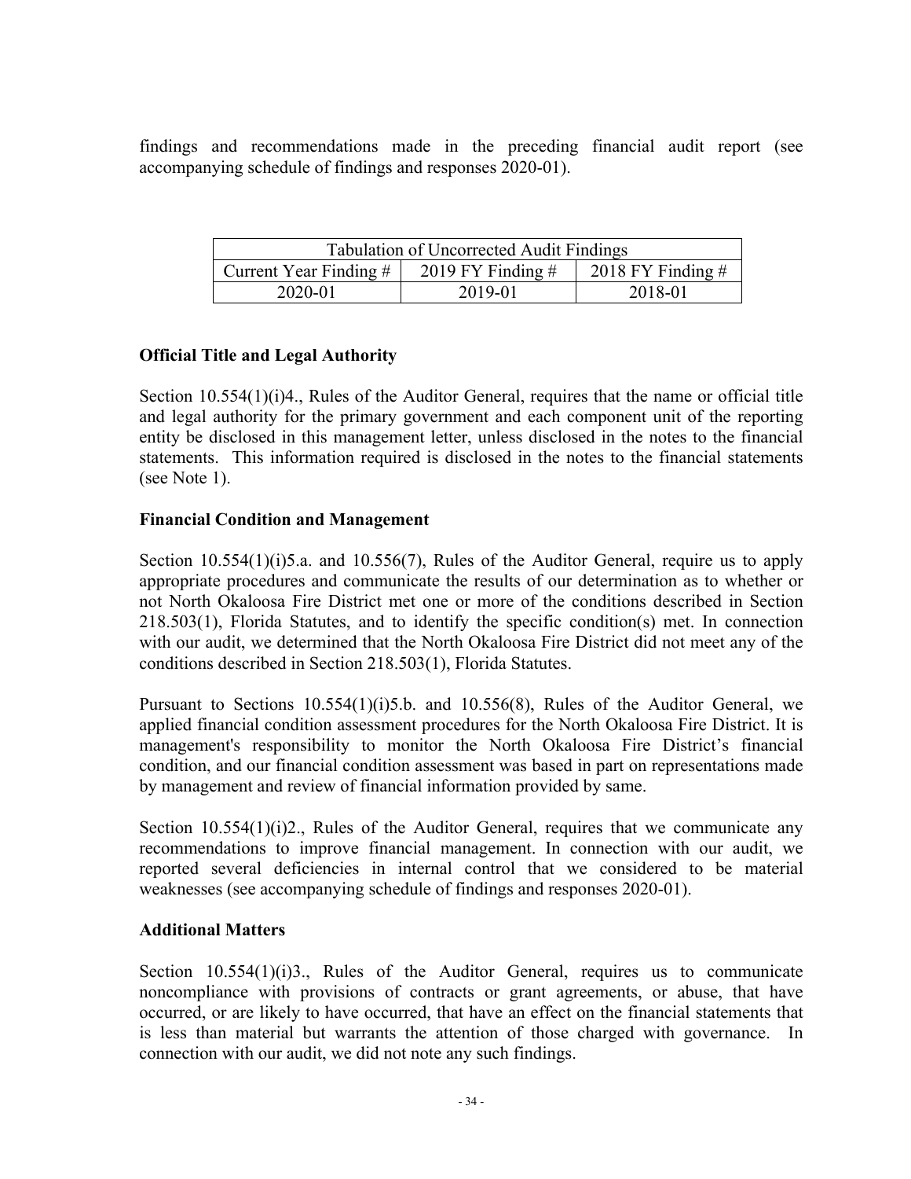findings and recommendations made in the preceding financial audit report (see accompanying schedule of findings and responses 2020-01).

| Tabulation of Uncorrected Audit Findings | | |
|---|---|---|
| Current Year Finding # | 2019 FY Finding # | 2018 FY Finding # |
| 2020-01 | 2019-01 | 2018-01 |

**Official Title and Legal Authority**

Section 10.554(1)(i)4., Rules of the Auditor General, requires that the name or official title and legal authority for the primary government and each component unit of the reporting entity be disclosed in this management letter, unless disclosed in the notes to the financial statements. This information required is disclosed in the notes to the financial statements (see Note 1).

**Financial Condition and Management**

Section 10.554(1)(i)5.a. and 10.556(7), Rules of the Auditor General, require us to apply appropriate procedures and communicate the results of our determination as to whether or not North Okaloosa Fire District met one or more of the conditions described in Section 218.503(1), Florida Statutes, and to identify the specific condition(s) met. In connection with our audit, we determined that the North Okaloosa Fire District did not meet any of the conditions described in Section 218.503(1), Florida Statutes.

Pursuant to Sections 10.554(1)(i)5.b. and 10.556(8), Rules of the Auditor General, we applied financial condition assessment procedures for the North Okaloosa Fire District. It is management's responsibility to monitor the North Okaloosa Fire District's financial condition, and our financial condition assessment was based in part on representations made by management and review of financial information provided by same.

Section 10.554(1)(i)2., Rules of the Auditor General, requires that we communicate any recommendations to improve financial management. In connection with our audit, we reported several deficiencies in internal control that we considered to be material weaknesses (see accompanying schedule of findings and responses 2020-01).

**Additional Matters**

Section 10.554(1)(i)3., Rules of the Auditor General, requires us to communicate noncompliance with provisions of contracts or grant agreements, or abuse, that have occurred, or are likely to have occurred, that have an effect on the financial statements that is less than material but warrants the attention of those charged with governance. In connection with our audit, we did not note any such findings.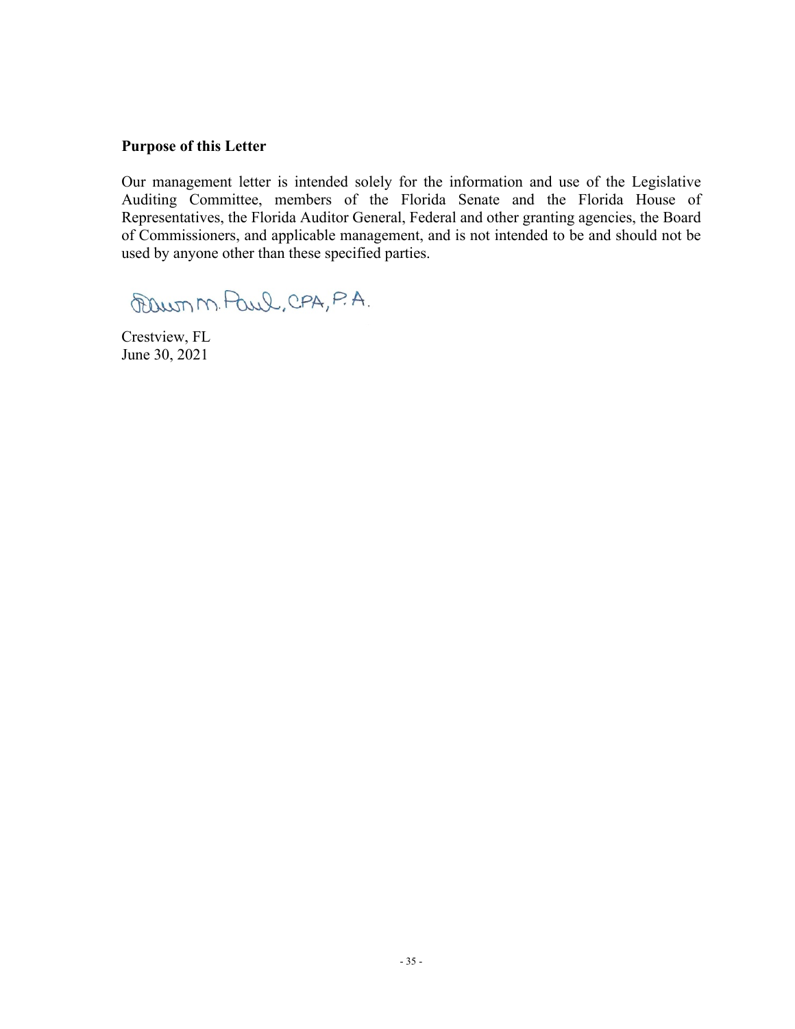**Purpose of this Letter**

Our management letter is intended solely for the information and use of the Legislative Auditing Committee, members of the Florida Senate and the Florida House of Representatives, the Florida Auditor General, Federal and other granting agencies, the Board of Commissioners, and applicable management, and is not intended to be and should not be used by anyone other than these specified parties.

Dawn M. Paul, CPA, P.A.

Crestview, FL
June 30, 2021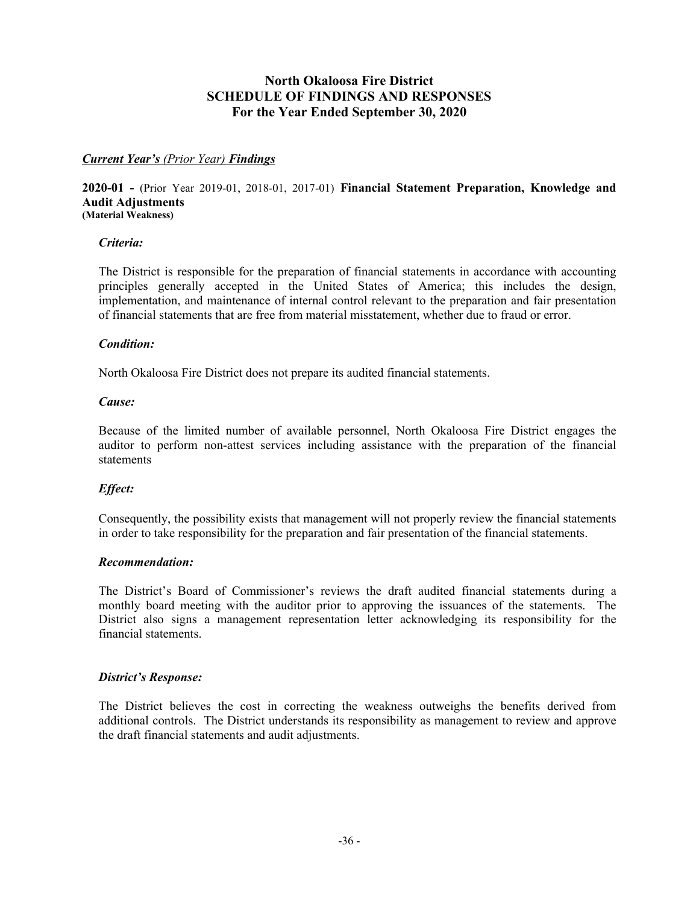# North Okaloosa Fire District
# SCHEDULE OF FINDINGS AND RESPONSES
# For the Year Ended September 30, 2020

***Current Year's*** *(Prior Year)* ***Findings***

**2020-01 -** (Prior Year 2019-01, 2018-01, 2017-01) **Financial Statement Preparation, Knowledge and Audit Adjustments**
**(Material Weakness)**

***Criteria:***

The District is responsible for the preparation of financial statements in accordance with accounting principles generally accepted in the United States of America; this includes the design, implementation, and maintenance of internal control relevant to the preparation and fair presentation of financial statements that are free from material misstatement, whether due to fraud or error.

***Condition:***

North Okaloosa Fire District does not prepare its audited financial statements.

***Cause:***

Because of the limited number of available personnel, North Okaloosa Fire District engages the auditor to perform non-attest services including assistance with the preparation of the financial statements

***Effect:***

Consequently, the possibility exists that management will not properly review the financial statements in order to take responsibility for the preparation and fair presentation of the financial statements.

***Recommendation:***

The District's Board of Commissioner's reviews the draft audited financial statements during a monthly board meeting with the auditor prior to approving the issuances of the statements. The District also signs a management representation letter acknowledging its responsibility for the financial statements.

***District's Response:***

The District believes the cost in correcting the weakness outweighs the benefits derived from additional controls. The District understands its responsibility as management to review and approve the draft financial statements and audit adjustments.